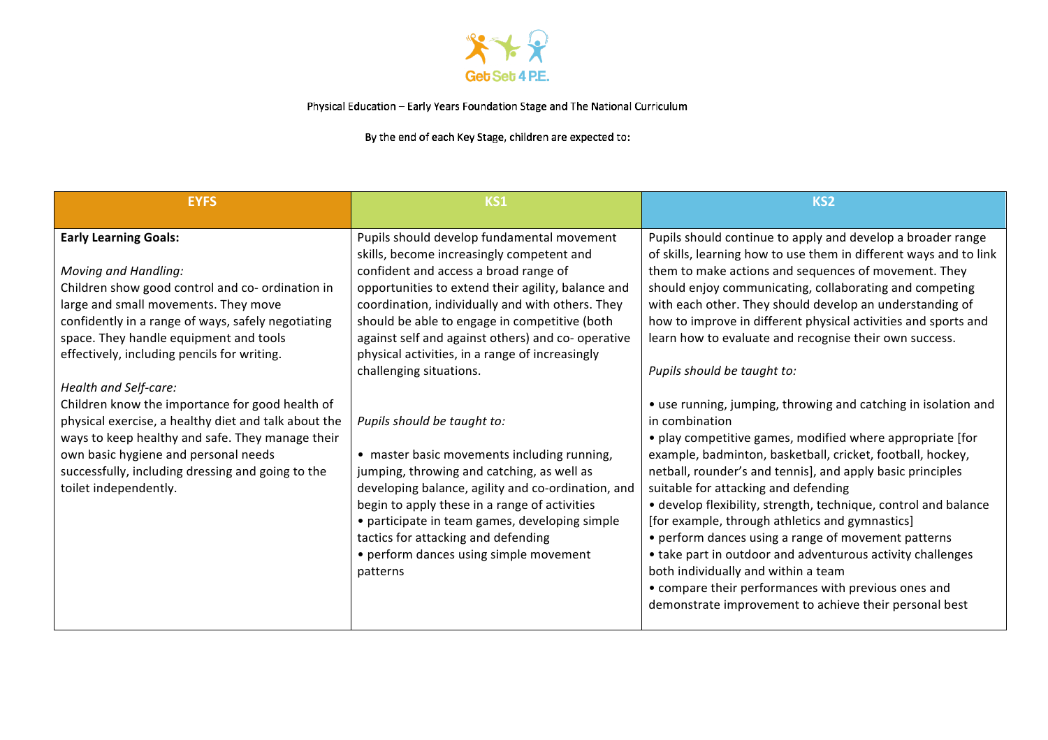Get Set 4 P.E.

Physical Education – Early Years Foundation Stage and The National Curriculum

By the end of each Key Stage, children are expected to:

| EYFS | KS1 | KS2 |
|---|---|---|
| **Early Learning Goals:**<br><br>*Moving and Handling:*<br>Children show good control and co- ordination in large and small movements. They move confidently in a range of ways, safely negotiating space. They handle equipment and tools effectively, including pencils for writing.<br><br>*Health and Self-care:*<br>Children know the importance for good health of physical exercise, a healthy diet and talk about the ways to keep healthy and safe. They manage their own basic hygiene and personal needs successfully, including dressing and going to the toilet independently. | Pupils should develop fundamental movement skills, become increasingly competent and confident and access a broad range of opportunities to extend their agility, balance and coordination, individually and with others. They should be able to engage in competitive (both against self and against others) and co- operative physical activities, in a range of increasingly challenging situations.<br><br>*Pupils should be taught to:*<br><br>• master basic movements including running, jumping, throwing and catching, as well as developing balance, agility and co-ordination, and begin to apply these in a range of activities<br>• participate in team games, developing simple tactics for attacking and defending<br>• perform dances using simple movement patterns | Pupils should continue to apply and develop a broader range of skills, learning how to use them in different ways and to link them to make actions and sequences of movement. They should enjoy communicating, collaborating and competing with each other. They should develop an understanding of how to improve in different physical activities and sports and learn how to evaluate and recognise their own success.<br><br>*Pupils should be taught to:*<br><br>• use running, jumping, throwing and catching in isolation and in combination<br>• play competitive games, modified where appropriate [for example, badminton, basketball, cricket, football, hockey, netball, rounder's and tennis], and apply basic principles suitable for attacking and defending<br>• develop flexibility, strength, technique, control and balance [for example, through athletics and gymnastics]<br>• perform dances using a range of movement patterns<br>• take part in outdoor and adventurous activity challenges both individually and within a team<br>• compare their performances with previous ones and demonstrate improvement to achieve their personal best |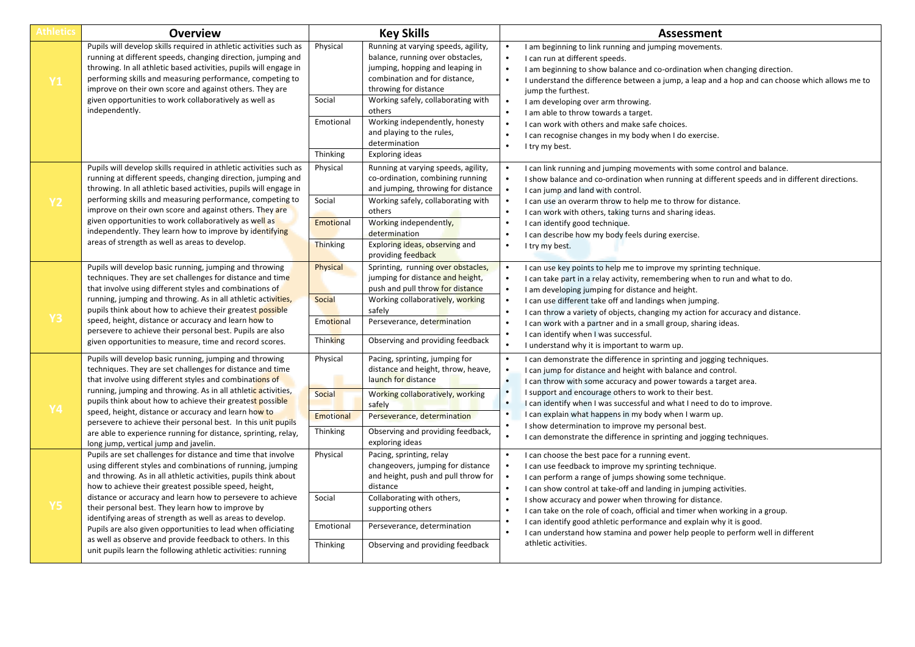| Athletics | Overview | Key Skills | | Assessment |
|---|---|---|---|---|
| Y1 | Pupils will develop skills required in athletic activities such as running at different speeds, changing direction, jumping and throwing. In all athletic based activities, pupils will engage in performing skills and measuring performance, competing to improve on their own score and against others. They are given opportunities to work collaboratively as well as independently. | Physical | Running at varying speeds, agility, balance, running over obstacles, jumping, hopping and leaping in combination and for distance, throwing for distance | • I am beginning to link running and jumping movements.<br>• I can run at different speeds.<br>• I am beginning to show balance and co-ordination when changing direction.<br>• I understand the difference between a jump, a leap and a hop and can choose which allows me to jump the furthest.<br>• I am developing over arm throwing.<br>• I am able to throw towards a target.<br>• I can work with others and make safe choices.<br>• I can recognise changes in my body when I do exercise.<br>• I try my best. |
| | | Social | Working safely, collaborating with others | |
| | | Emotional | Working independently, honesty and playing to the rules, determination | |
| | | Thinking | Exploring ideas | |
| Y2 | Pupils will develop skills required in athletic activities such as running at different speeds, changing direction, jumping and throwing. In all athletic based activities, pupils will engage in performing skills and measuring performance, competing to improve on their own score and against others. They are given opportunities to work collaboratively as well as independently. They learn how to improve by identifying areas of strength as well as areas to develop. | Physical | Running at varying speeds, agility, co-ordination, combining running and jumping, throwing for distance | • I can link running and jumping movements with some control and balance.<br>• I show balance and co-ordination when running at different speeds and in different directions.<br>• I can jump and land with control.<br>• I can use an overarm throw to help me to throw for distance.<br>• I can work with others, taking turns and sharing ideas.<br>• I can identify good technique.<br>• I can describe how my body feels during exercise.<br>• I try my best. |
| | | Social | Working safely, collaborating with others | |
| | | Emotional | Working independently, determination | |
| | | Thinking | Exploring ideas, observing and providing feedback | |
| Y3 | Pupils will develop basic running, jumping and throwing techniques. They are set challenges for distance and time that involve using different styles and combinations of running, jumping and throwing. As in all athletic activities, pupils think about how to achieve their greatest possible speed, height, distance or accuracy and learn how to persevere to achieve their personal best. Pupils are also given opportunities to measure, time and record scores. | Physical | Sprinting, running over obstacles, jumping for distance and height, push and pull throw for distance | • I can use key points to help me to improve my sprinting technique.<br>• I can take part in a relay activity, remembering when to run and what to do.<br>• I am developing jumping for distance and height.<br>• I can use different take off and landings when jumping.<br>• I can throw a variety of objects, changing my action for accuracy and distance.<br>• I can work with a partner and in a small group, sharing ideas.<br>• I can identify when I was successful.<br>• I understand why it is important to warm up. |
| | | Social | Working collaboratively, working safely | |
| | | Emotional | Perseverance, determination | |
| | | Thinking | Observing and providing feedback | |
| Y4 | Pupils will develop basic running, jumping and throwing techniques. They are set challenges for distance and time that involve using different styles and combinations of running, jumping and throwing. As in all athletic activities, pupils think about how to achieve their greatest possible speed, height, distance or accuracy and learn how to persevere to achieve their personal best. In this unit pupils are able to experience running for distance, sprinting, relay, long jump, vertical jump and javelin. | Physical | Pacing, sprinting, jumping for distance and height, throw, heave, launch for distance | • I can demonstrate the difference in sprinting and jogging techniques.<br>• I can jump for distance and height with balance and control.<br>• I can throw with some accuracy and power towards a target area.<br>• I support and encourage others to work to their best.<br>• I can identify when I was successful and what I need to do to improve.<br>• I can explain what happens in my body when I warm up.<br>• I show determination to improve my personal best.<br>• I can demonstrate the difference in sprinting and jogging techniques. |
| | | Social | Working collaboratively, working safely | |
| | | Emotional | Perseverance, determination | |
| | | Thinking | Observing and providing feedback, exploring ideas | |
| Y5 | Pupils are set challenges for distance and time that involve using different styles and combinations of running, jumping and throwing. As in all athletic activities, pupils think about how to achieve their greatest possible speed, height, distance or accuracy and learn how to persevere to achieve their personal best. They learn how to improve by identifying areas of strength as well as areas to develop. Pupils are also given opportunities to lead when officiating as well as observe and provide feedback to others. In this unit pupils learn the following athletic activities: running | Physical | Pacing, sprinting, relay changeovers, jumping for distance and height, push and pull throw for distance | • I can choose the best pace for a running event.<br>• I can use feedback to improve my sprinting technique.<br>• I can perform a range of jumps showing some technique.<br>• I can show control at take-off and landing in jumping activities.<br>• I show accuracy and power when throwing for distance.<br>• I can take on the role of coach, official and timer when working in a group.<br>• I can identify good athletic performance and explain why it is good.<br>• I can understand how stamina and power help people to perform well in different athletic activities. |
| | | Social | Collaborating with others, supporting others | |
| | | Emotional | Perseverance, determination | |
| | | Thinking | Observing and providing feedback | |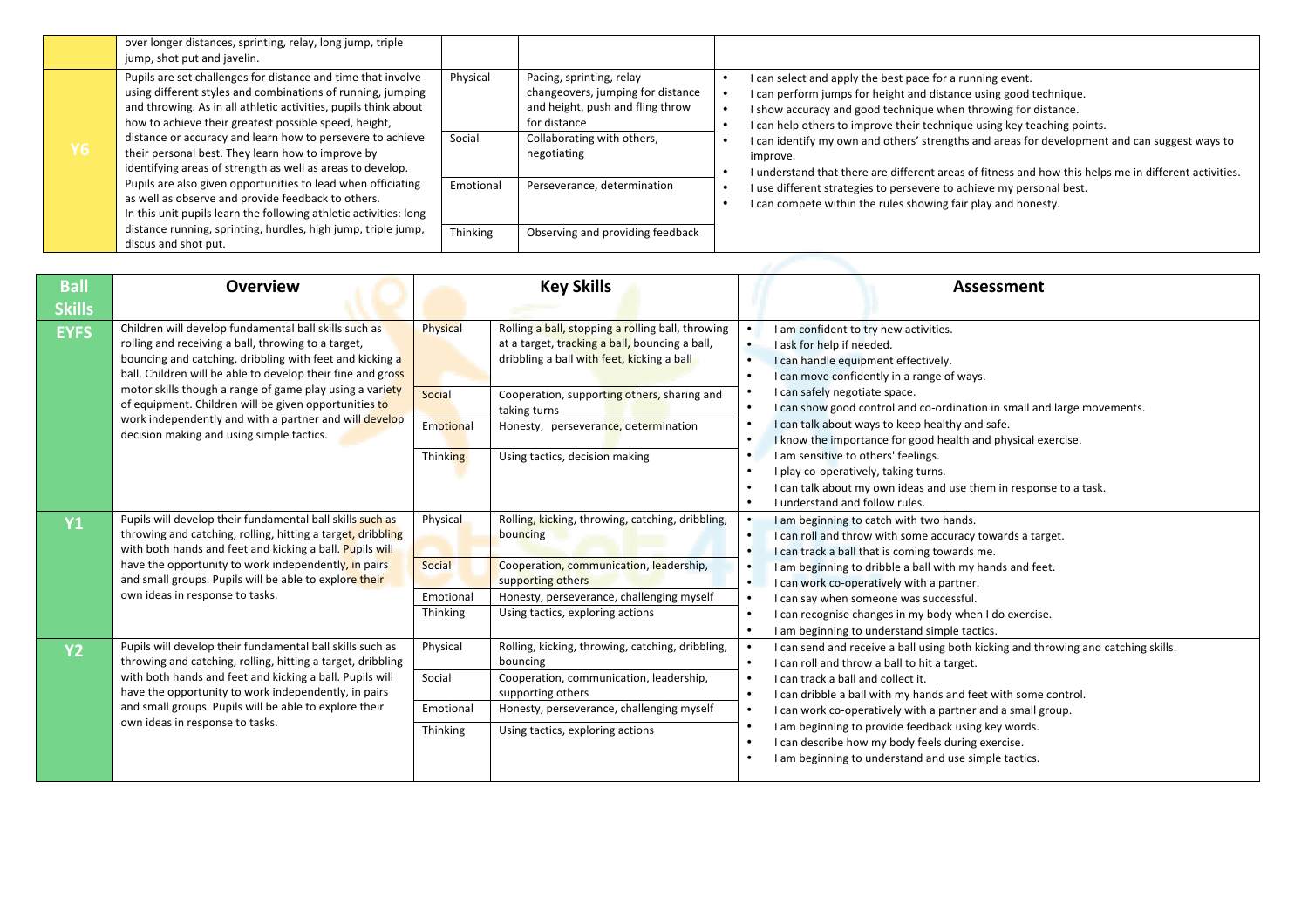| | | | | |
|---|---|---|---|---|
| | over longer distances, sprinting, relay, long jump, triple jump, shot put and javelin. | | | |
| Y6 | Pupils are set challenges for distance and time that involve using different styles and combinations of running, jumping and throwing. As in all athletic activities, pupils think about how to achieve their greatest possible speed, height, distance or accuracy and learn how to persevere to achieve their personal best. They learn how to improve by identifying areas of strength as well as areas to develop. Pupils are also given opportunities to lead when officiating as well as observe and provide feedback to others. In this unit pupils learn the following athletic activities: long distance running, sprinting, hurdles, high jump, triple jump, discus and shot put. | Physical | Pacing, sprinting, relay changeovers, jumping for distance and height, push and fling throw for distance | • I can select and apply the best pace for a running event.<br>• I can perform jumps for height and distance using good technique.<br>• I show accuracy and good technique when throwing for distance.<br>• I can help others to improve their technique using key teaching points.<br>• I can identify my own and others' strengths and areas for development and can suggest ways to improve.<br>• I understand that there are different areas of fitness and how this helps me in different activities.<br>• I use different strategies to persevere to achieve my personal best.<br>• I can compete within the rules showing fair play and honesty. |
| | | Social | Collaborating with others, negotiating | |
| | | Emotional | Perseverance, determination | |
| | | Thinking | Observing and providing feedback | |

| Ball Skills | Overview | Key Skills | | Assessment |
|---|---|---|---|---|
| EYFS | Children will develop fundamental ball skills such as rolling and receiving a ball, throwing to a target, bouncing and catching, dribbling with feet and kicking a ball. Children will be able to develop their fine and gross motor skills though a range of game play using a variety of equipment. Children will be given opportunities to work independently and with a partner and will develop decision making and using simple tactics. | Physical | Rolling a ball, stopping a rolling ball, throwing at a target, tracking a ball, bouncing a ball, dribbling a ball with feet, kicking a ball | • I am confident to try new activities.<br>• I ask for help if needed.<br>• I can handle equipment effectively.<br>• I can move confidently in a range of ways.<br>• I can safely negotiate space.<br>• I can show good control and co-ordination in small and large movements.<br>• I can talk about ways to keep healthy and safe.<br>• I know the importance for good health and physical exercise.<br>• I am sensitive to others' feelings.<br>• I play co-operatively, taking turns.<br>• I can talk about my own ideas and use them in response to a task.<br>• I understand and follow rules. |
| | | Social | Cooperation, supporting others, sharing and taking turns | |
| | | Emotional | Honesty, perseverance, determination | |
| | | Thinking | Using tactics, decision making | |
| Y1 | Pupils will develop their fundamental ball skills such as throwing and catching, rolling, hitting a target, dribbling with both hands and feet and kicking a ball. Pupils will have the opportunity to work independently, in pairs and small groups. Pupils will be able to explore their own ideas in response to tasks. | Physical | Rolling, kicking, throwing, catching, dribbling, bouncing | • I am beginning to catch with two hands.<br>• I can roll and throw with some accuracy towards a target.<br>• I can track a ball that is coming towards me.<br>• I am beginning to dribble a ball with my hands and feet.<br>• I can work co-operatively with a partner.<br>• I can say when someone was successful.<br>• I can recognise changes in my body when I do exercise.<br>• I am beginning to understand simple tactics. |
| | | Social | Cooperation, communication, leadership, supporting others | |
| | | Emotional | Honesty, perseverance, challenging myself | |
| | | Thinking | Using tactics, exploring actions | |
| Y2 | Pupils will develop their fundamental ball skills such as throwing and catching, rolling, hitting a target, dribbling with both hands and feet and kicking a ball. Pupils will have the opportunity to work independently, in pairs and small groups. Pupils will be able to explore their own ideas in response to tasks. | Physical | Rolling, kicking, throwing, catching, dribbling, bouncing | • I can send and receive a ball using both kicking and throwing and catching skills.<br>• I can roll and throw a ball to hit a target.<br>• I can track a ball and collect it.<br>• I can dribble a ball with my hands and feet with some control.<br>• I can work co-operatively with a partner and a small group.<br>• I am beginning to provide feedback using key words.<br>• I can describe how my body feels during exercise.<br>• I am beginning to understand and use simple tactics. |
| | | Social | Cooperation, communication, leadership, supporting others | |
| | | Emotional | Honesty, perseverance, challenging myself | |
| | | Thinking | Using tactics, exploring actions | |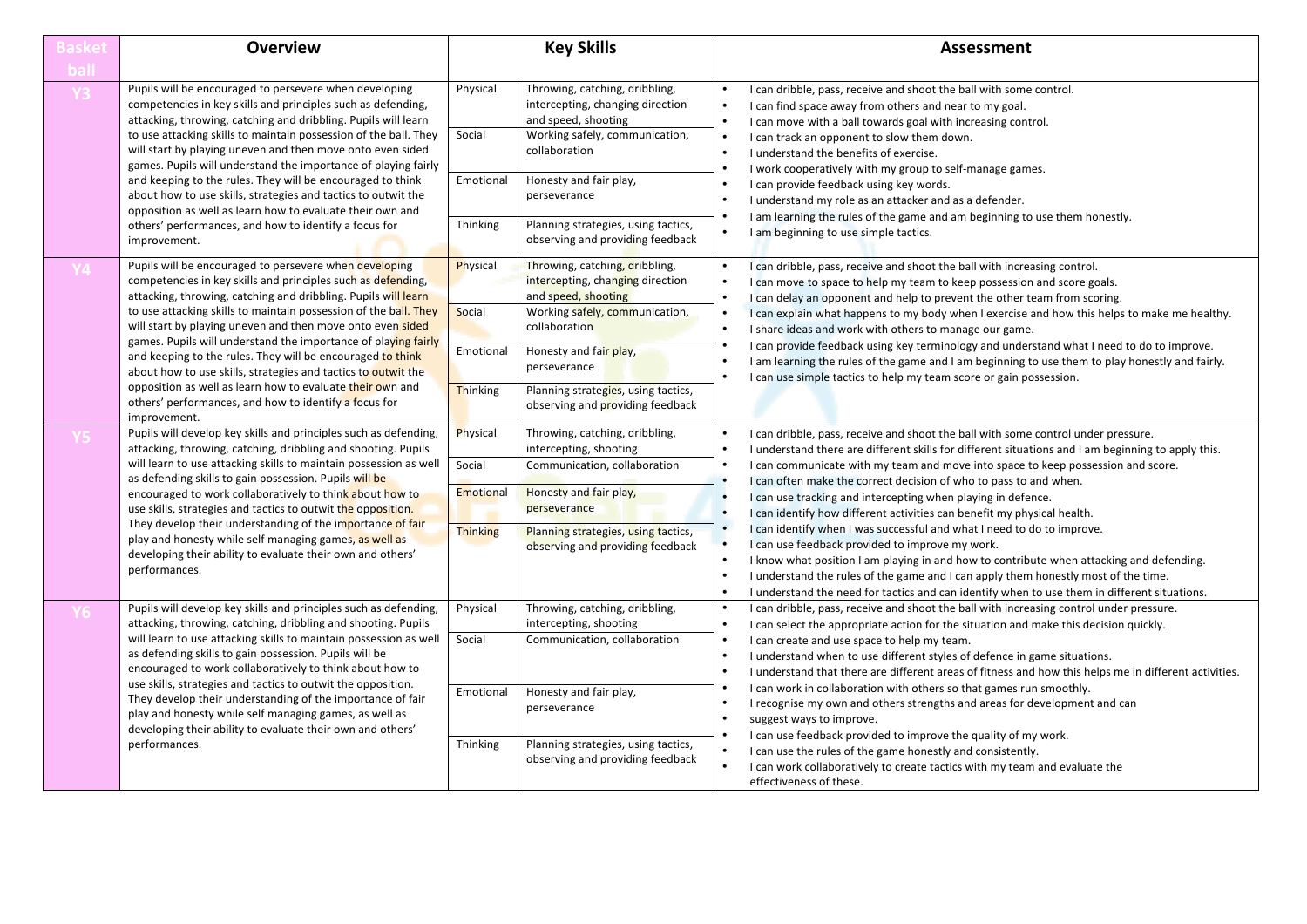| Basketball | Overview | Key Skills | | Assessment |
|---|---|---|---|---|
| Y3 | Pupils will be encouraged to persevere when developing competencies in key skills and principles such as defending, attacking, throwing, catching and dribbling. Pupils will learn to use attacking skills to maintain possession of the ball. They will start by playing uneven and then move onto even sided games. Pupils will understand the importance of playing fairly and keeping to the rules. They will be encouraged to think about how to use skills, strategies and tactics to outwit the opposition as well as learn how to evaluate their own and others' performances, and how to identify a focus for improvement. | Physical<br>Social<br>Emotional<br>Thinking | Throwing, catching, dribbling, intercepting, changing direction and speed, shooting<br>Working safely, communication, collaboration<br>Honesty and fair play, perseverance<br>Planning strategies, using tactics, observing and providing feedback | • I can dribble, pass, receive and shoot the ball with some control.<br>• I can find space away from others and near to my goal.<br>• I can move with a ball towards goal with increasing control.<br>• I can track an opponent to slow them down.<br>• I understand the benefits of exercise.<br>• I work cooperatively with my group to self-manage games.<br>• I can provide feedback using key words.<br>• I understand my role as an attacker and as a defender.<br>• I am learning the rules of the game and am beginning to use them honestly.<br>• I am beginning to use simple tactics. |
| Y4 | Pupils will be encouraged to persevere when developing competencies in key skills and principles such as defending, attacking, throwing, catching and dribbling. Pupils will learn to use attacking skills to maintain possession of the ball. They will start by playing uneven and then move onto even sided games. Pupils will understand the importance of playing fairly and keeping to the rules. They will be encouraged to think about how to use skills, strategies and tactics to outwit the opposition as well as learn how to evaluate their own and others' performances, and how to identify a focus for improvement. | Physical<br>Social<br>Emotional<br>Thinking | Throwing, catching, dribbling, intercepting, changing direction and speed, shooting<br>Working safely, communication, collaboration<br>Honesty and fair play, perseverance<br>Planning strategies, using tactics, observing and providing feedback | • I can dribble, pass, receive and shoot the ball with increasing control.<br>• I can move to space to help my team to keep possession and score goals.<br>• I can delay an opponent and help to prevent the other team from scoring.<br>• I can explain what happens to my body when I exercise and how this helps to make me healthy.<br>• I share ideas and work with others to manage our game.<br>• I can provide feedback using key terminology and understand what I need to do to improve.<br>• I am learning the rules of the game and I am beginning to use them to play honestly and fairly.<br>• I can use simple tactics to help my team score or gain possession. |
| Y5 | Pupils will develop key skills and principles such as defending, attacking, throwing, catching, dribbling and shooting. Pupils will learn to use attacking skills to maintain possession as well as defending skills to gain possession. Pupils will be encouraged to work collaboratively to think about how to use skills, strategies and tactics to outwit the opposition. They develop their understanding of the importance of fair play and honesty while self managing games, as well as developing their ability to evaluate their own and others' performances. | Physical<br>Social<br>Emotional<br>Thinking | Throwing, catching, dribbling, intercepting, shooting<br>Communication, collaboration<br>Honesty and fair play, perseverance<br>Planning strategies, using tactics, observing and providing feedback | • I can dribble, pass, receive and shoot the ball with some control under pressure.<br>• I understand there are different skills for different situations and I am beginning to apply this.<br>• I can communicate with my team and move into space to keep possession and score.<br>• I can often make the correct decision of who to pass to and when.<br>• I can use tracking and intercepting when playing in defence.<br>• I can identify how different activities can benefit my physical health.<br>• I can identify when I was successful and what I need to do to improve.<br>• I can use feedback provided to improve my work.<br>• I know what position I am playing in and how to contribute when attacking and defending.<br>• I understand the rules of the game and I can apply them honestly most of the time.<br>• I understand the need for tactics and can identify when to use them in different situations. |
| Y6 | Pupils will develop key skills and principles such as defending, attacking, throwing, catching, dribbling and shooting. Pupils will learn to use attacking skills to maintain possession as well as defending skills to gain possession. Pupils will be encouraged to work collaboratively to think about how to use skills, strategies and tactics to outwit the opposition. They develop their understanding of the importance of fair play and honesty while self managing games, as well as developing their ability to evaluate their own and others' performances. | Physical<br>Social<br>Emotional<br>Thinking | Throwing, catching, dribbling, intercepting, shooting<br>Communication, collaboration<br>Honesty and fair play, perseverance<br>Planning strategies, using tactics, observing and providing feedback | • I can dribble, pass, receive and shoot the ball with increasing control under pressure.<br>• I can select the appropriate action for the situation and make this decision quickly.<br>• I can create and use space to help my team.<br>• I understand when to use different styles of defence in game situations.<br>• I understand that there are different areas of fitness and how this helps me in different activities.<br>• I can work in collaboration with others so that games run smoothly.<br>• I recognise my own and others strengths and areas for development and can suggest ways to improve.<br>• I can use feedback provided to improve the quality of my work.<br>• I can use the rules of the game honestly and consistently.<br>• I can work collaboratively to create tactics with my team and evaluate the effectiveness of these. |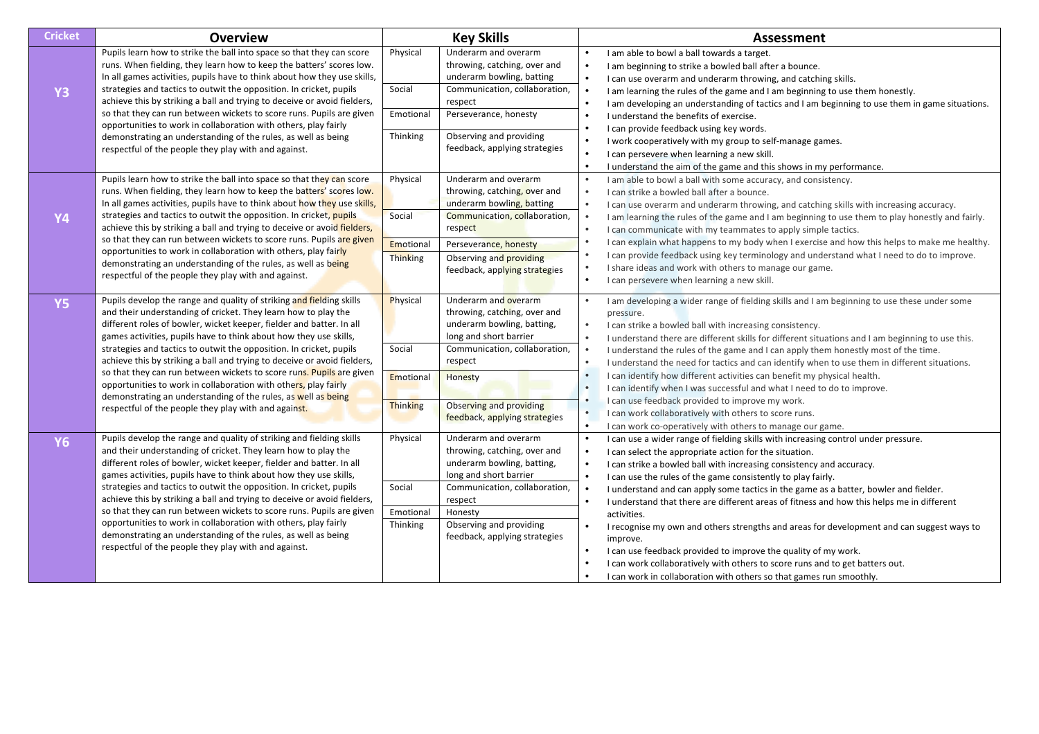| Cricket | Overview | Key Skills | | Assessment |
|---|---|---|---|---|
| **Y3** | Pupils learn how to strike the ball into space so that they can score runs. When fielding, they learn how to keep the batters' scores low. In all games activities, pupils have to think about how they use skills, strategies and tactics to outwit the opposition. In cricket, pupils achieve this by striking a ball and trying to deceive or avoid fielders, so that they can run between wickets to score runs. Pupils are given opportunities to work in collaboration with others, play fairly demonstrating an understanding of the rules, as well as being respectful of the people they play with and against. | Physical<br>Social<br>Emotional<br>Thinking | Underarm and overarm throwing, catching, over and underarm bowling, batting<br>Communication, collaboration, respect<br>Perseverance, honesty<br>Observing and providing feedback, applying strategies | • I am able to bowl a ball towards a target.<br>• I am beginning to strike a bowled ball after a bounce.<br>• I can use overarm and underarm throwing, and catching skills.<br>• I am learning the rules of the game and I am beginning to use them honestly.<br>• I am developing an understanding of tactics and I am beginning to use them in game situations.<br>• I understand the benefits of exercise.<br>• I can provide feedback using key words.<br>• I work cooperatively with my group to self-manage games.<br>• I can persevere when learning a new skill.<br>• I understand the aim of the game and this shows in my performance. |
| **Y4** | Pupils learn how to strike the ball into space so that they can score runs. When fielding, they learn how to keep the batters' scores low. In all games activities, pupils have to think about how they use skills, strategies and tactics to outwit the opposition. In cricket, pupils achieve this by striking a ball and trying to deceive or avoid fielders, so that they can run between wickets to score runs. Pupils are given opportunities to work in collaboration with others, play fairly demonstrating an understanding of the rules, as well as being respectful of the people they play with and against. | Physical<br>Social<br>Emotional<br>Thinking | Underarm and overarm throwing, catching, over and underarm bowling, batting<br>Communication, collaboration, respect<br>Perseverance, honesty<br>Observing and providing feedback, applying strategies | • I am able to bowl a ball with some accuracy, and consistency.<br>• I can strike a bowled ball after a bounce.<br>• I can use overarm and underarm throwing, and catching skills with increasing accuracy.<br>• I am learning the rules of the game and I am beginning to use them to play honestly and fairly.<br>• I can communicate with my teammates to apply simple tactics.<br>• I can explain what happens to my body when I exercise and how this helps to make me healthy.<br>• I can provide feedback using key terminology and understand what I need to do to improve.<br>• I share ideas and work with others to manage our game.<br>• I can persevere when learning a new skill. |
| **Y5** | Pupils develop the range and quality of striking and fielding skills and their understanding of cricket. They learn how to play the different roles of bowler, wicket keeper, fielder and batter. In all games activities, pupils have to think about how they use skills, strategies and tactics to outwit the opposition. In cricket, pupils achieve this by striking a ball and trying to deceive or avoid fielders, so that they can run between wickets to score runs. Pupils are given opportunities to work in collaboration with others, play fairly demonstrating an understanding of the rules, as well as being respectful of the people they play with and against. | Physical<br>Social<br>Emotional<br>Thinking | Underarm and overarm throwing, catching, over and underarm bowling, batting, long and short barrier<br>Communication, collaboration, respect<br>Honesty<br>Observing and providing feedback, applying strategies | • I am developing a wider range of fielding skills and I am beginning to use these under some pressure.<br>• I can strike a bowled ball with increasing consistency.<br>• I understand there are different skills for different situations and I am beginning to use this.<br>• I understand the rules of the game and I can apply them honestly most of the time.<br>• I understand the need for tactics and can identify when to use them in different situations.<br>• I can identify how different activities can benefit my physical health.<br>• I can identify when I was successful and what I need to do to improve.<br>• I can use feedback provided to improve my work.<br>• I can work collaboratively with others to score runs.<br>• I can work co-operatively with others to manage our game. |
| **Y6** | Pupils develop the range and quality of striking and fielding skills and their understanding of cricket. They learn how to play the different roles of bowler, wicket keeper, fielder and batter. In all games activities, pupils have to think about how they use skills, strategies and tactics to outwit the opposition. In cricket, pupils achieve this by striking a ball and trying to deceive or avoid fielders, so that they can run between wickets to score runs. Pupils are given opportunities to work in collaboration with others, play fairly demonstrating an understanding of the rules, as well as being respectful of the people they play with and against. | Physical<br>Social<br>Emotional<br>Thinking | Underarm and overarm throwing, catching, over and underarm bowling, batting, long and short barrier<br>Communication, collaboration, respect<br>Honesty<br>Observing and providing feedback, applying strategies | • I can use a wider range of fielding skills with increasing control under pressure.<br>• I can select the appropriate action for the situation.<br>• I can strike a bowled ball with increasing consistency and accuracy.<br>• I can use the rules of the game consistently to play fairly.<br>• I understand and can apply some tactics in the game as a batter, bowler and fielder.<br>• I understand that there are different areas of fitness and how this helps me in different activities.<br>• I recognise my own and others strengths and areas for development and can suggest ways to improve.<br>• I can use feedback provided to improve the quality of my work.<br>• I can work collaboratively with others to score runs and to get batters out.<br>• I can work in collaboration with others so that games run smoothly. |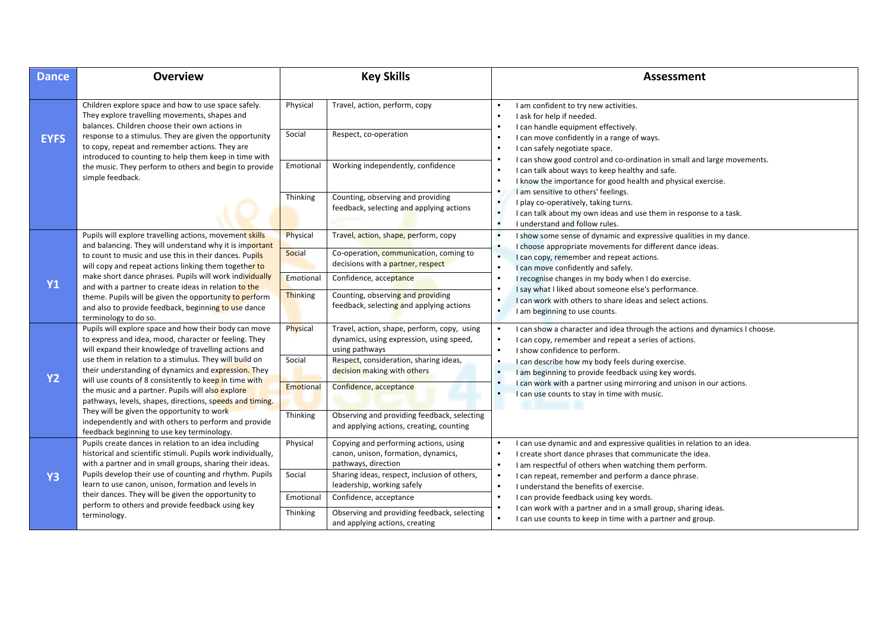| Dance | Overview | Key Skills | | Assessment |
|---|---|---|---|---|
| EYFS | Children explore space and how to use space safely. They explore travelling movements, shapes and balances. Children choose their own actions in response to a stimulus. They are given the opportunity to copy, repeat and remember actions. They are introduced to counting to help them keep in time with the music. They perform to others and begin to provide simple feedback. | Physical | Travel, action, perform, copy | • I am confident to try new activities.<br>• I ask for help if needed.<br>• I can handle equipment effectively.<br>• I can move confidently in a range of ways.<br>• I can safely negotiate space.<br>• I can show good control and co-ordination in small and large movements.<br>• I can talk about ways to keep healthy and safe.<br>• I know the importance for good health and physical exercise.<br>• I am sensitive to others' feelings.<br>• I play co-operatively, taking turns.<br>• I can talk about my own ideas and use them in response to a task.<br>• I understand and follow rules. |
| | | Social | Respect, co-operation | |
| | | Emotional | Working independently, confidence | |
| | | Thinking | Counting, observing and providing feedback, selecting and applying actions | |
| Y1 | Pupils will explore travelling actions, movement skills and balancing. They will understand why it is important to count to music and use this in their dances. Pupils will copy and repeat actions linking them together to make short dance phrases. Pupils will work individually and with a partner to create ideas in relation to the theme. Pupils will be given the opportunity to perform and also to provide feedback, beginning to use dance terminology to do so. | Physical | Travel, action, shape, perform, copy | • I show some sense of dynamic and expressive qualities in my dance.<br>• I choose appropriate movements for different dance ideas.<br>• I can copy, remember and repeat actions.<br>• I can move confidently and safely.<br>• I recognise changes in my body when I do exercise.<br>• I say what I liked about someone else's performance.<br>• I can work with others to share ideas and select actions.<br>• I am beginning to use counts. |
| | | Social | Co-operation, communication, coming to decisions with a partner, respect | |
| | | Emotional | Confidence, acceptance | |
| | | Thinking | Counting, observing and providing feedback, selecting and applying actions | |
| Y2 | Pupils will explore space and how their body can move to express and idea, mood, character or feeling. They will expand their knowledge of travelling actions and use them in relation to a stimulus. They will build on their understanding of dynamics and expression. They will use counts of 8 consistently to keep in time with the music and a partner. Pupils will also explore pathways, levels, shapes, directions, speeds and timing. They will be given the opportunity to work independently and with others to perform and provide feedback beginning to use key terminology. | Physical | Travel, action, shape, perform, copy, using dynamics, using expression, using speed, using pathways | • I can show a character and idea through the actions and dynamics I choose.<br>• I can copy, remember and repeat a series of actions.<br>• I show confidence to perform.<br>• I can describe how my body feels during exercise.<br>• I am beginning to provide feedback using key words.<br>• I can work with a partner using mirroring and unison in our actions.<br>• I can use counts to stay in time with music. |
| | | Social | Respect, consideration, sharing ideas, decision making with others | |
| | | Emotional | Confidence, acceptance | |
| | | Thinking | Observing and providing feedback, selecting and applying actions, creating, counting | |
| Y3 | Pupils create dances in relation to an idea including historical and scientific stimuli. Pupils work individually, with a partner and in small groups, sharing their ideas. Pupils develop their use of counting and rhythm. Pupils learn to use canon, unison, formation and levels in their dances. They will be given the opportunity to perform to others and provide feedback using key terminology. | Physical | Copying and performing actions, using canon, unison, formation, dynamics, pathways, direction | • I can use dynamic and and expressive qualities in relation to an idea.<br>• I create short dance phrases that communicate the idea.<br>• I am respectful of others when watching them perform.<br>• I can repeat, remember and perform a dance phrase.<br>• I understand the benefits of exercise.<br>• I can provide feedback using key words.<br>• I can work with a partner and in a small group, sharing ideas.<br>• I can use counts to keep in time with a partner and group. |
| | | Social | Sharing ideas, respect, inclusion of others, leadership, working safely | |
| | | Emotional | Confidence, acceptance | |
| | | Thinking | Observing and providing feedback, selecting and applying actions, creating | |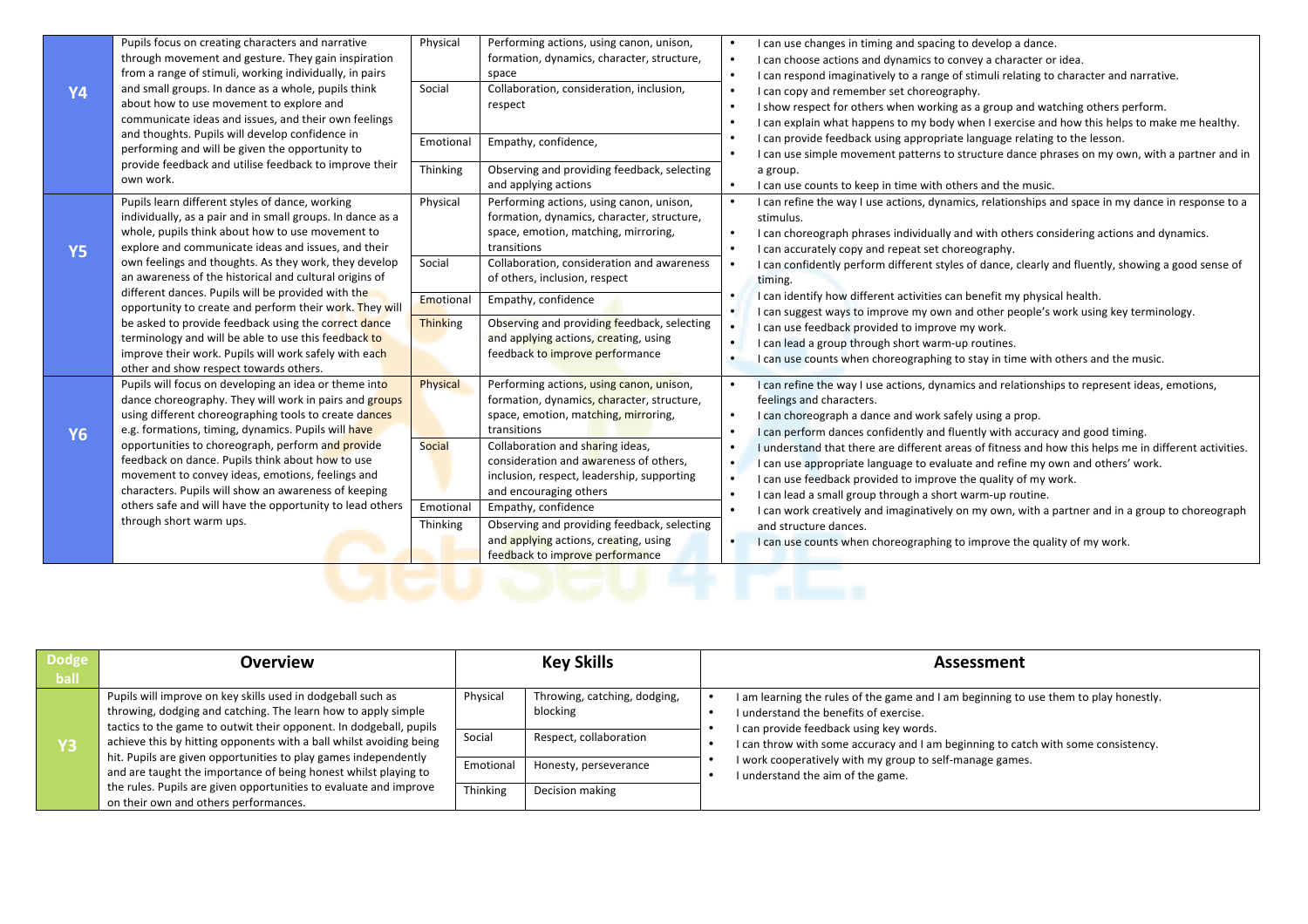| | | | | |
|---|---|---|---|---|
| **Y4** | Pupils focus on creating characters and narrative through movement and gesture. They gain inspiration from a range of stimuli, working individually, in pairs and small groups. In dance as a whole, pupils think about how to use movement to explore and communicate ideas and issues, and their own feelings and thoughts. Pupils will develop confidence in performing and will be given the opportunity to provide feedback and utilise feedback to improve their own work. | Physical | Performing actions, using canon, unison, formation, dynamics, character, structure, space | • I can use changes in timing and spacing to develop a dance.<br>• I can choose actions and dynamics to convey a character or idea.<br>• I can respond imaginatively to a range of stimuli relating to character and narrative.<br>• I can copy and remember set choreography.<br>• I show respect for others when working as a group and watching others perform.<br>• I can explain what happens to my body when I exercise and how this helps to make me healthy.<br>• I can provide feedback using appropriate language relating to the lesson.<br>• I can use simple movement patterns to structure dance phrases on my own, with a partner and in a group.<br>• I can use counts to keep in time with others and the music. |
| | | Social | Collaboration, consideration, inclusion, respect | |
| | | Emotional | Empathy, confidence, | |
| | | Thinking | Observing and providing feedback, selecting and applying actions | |
| **Y5** | Pupils learn different styles of dance, working individually, as a pair and in small groups. In dance as a whole, pupils think about how to use movement to explore and communicate ideas and issues, and their own feelings and thoughts. As they work, they develop an awareness of the historical and cultural origins of different dances. Pupils will be provided with the opportunity to create and perform their work. They will be asked to provide feedback using the correct dance terminology and will be able to use this feedback to improve their work. Pupils will work safely with each other and show respect towards others. | Physical | Performing actions, using canon, unison, formation, dynamics, character, structure, space, emotion, matching, mirroring, transitions | • I can refine the way I use actions, dynamics, relationships and space in my dance in response to a stimulus.<br>• I can choreograph phrases individually and with others considering actions and dynamics.<br>• I can accurately copy and repeat set choreography.<br>• I can confidently perform different styles of dance, clearly and fluently, showing a good sense of timing.<br>• I can identify how different activities can benefit my physical health.<br>• I can suggest ways to improve my own and other people's work using key terminology.<br>• I can use feedback provided to improve my work.<br>• I can lead a group through short warm-up routines.<br>• I can use counts when choreographing to stay in time with others and the music. |
| | | Social | Collaboration, consideration and awareness of others, inclusion, respect | |
| | | Emotional | Empathy, confidence | |
| | | Thinking | Observing and providing feedback, selecting and applying actions, creating, using feedback to improve performance | |
| **Y6** | Pupils will focus on developing an idea or theme into dance choreography. They will work in pairs and groups using different choreographing tools to create dances e.g. formations, timing, dynamics. Pupils will have opportunities to choreograph, perform and provide feedback on dance. Pupils think about how to use movement to convey ideas, emotions, feelings and characters. Pupils will show an awareness of keeping others safe and will have the opportunity to lead others through short warm ups. | Physical | Performing actions, using canon, unison, formation, dynamics, character, structure, space, emotion, matching, mirroring, transitions | • I can refine the way I use actions, dynamics and relationships to represent ideas, emotions, feelings and characters.<br>• I can choreograph a dance and work safely using a prop.<br>• I can perform dances confidently and fluently with accuracy and good timing.<br>• I understand that there are different areas of fitness and how this helps me in different activities.<br>• I can use appropriate language to evaluate and refine my own and others' work.<br>• I can use feedback provided to improve the quality of my work.<br>• I can lead a small group through a short warm-up routine.<br>• I can work creatively and imaginatively on my own, with a partner and in a group to choreograph and structure dances.<br>• I can use counts when choreographing to improve the quality of my work. |
| | | Social | Collaboration and sharing ideas, consideration and awareness of others, inclusion, respect, leadership, supporting and encouraging others | |
| | | Emotional | Empathy, confidence | |
| | | Thinking | Observing and providing feedback, selecting and applying actions, creating, using feedback to improve performance | |

| Dodge ball | Overview | Key Skills | | Assessment |
|---|---|---|---|---|
| **Y3** | Pupils will improve on key skills used in dodgeball such as throwing, dodging and catching. The learn how to apply simple tactics to the game to outwit their opponent. In dodgeball, pupils achieve this by hitting opponents with a ball whilst avoiding being hit. Pupils are given opportunities to play games independently and are taught the importance of being honest whilst playing to the rules. Pupils are given opportunities to evaluate and improve on their own and others performances. | Physical | Throwing, catching, dodging, blocking | • I am learning the rules of the game and I am beginning to use them to play honestly.<br>• I understand the benefits of exercise.<br>• I can provide feedback using key words.<br>• I can throw with some accuracy and I am beginning to catch with some consistency.<br>• I work cooperatively with my group to self-manage games.<br>• I understand the aim of the game. |
| | | Social | Respect, collaboration | |
| | | Emotional | Honesty, perseverance | |
| | | Thinking | Decision making | |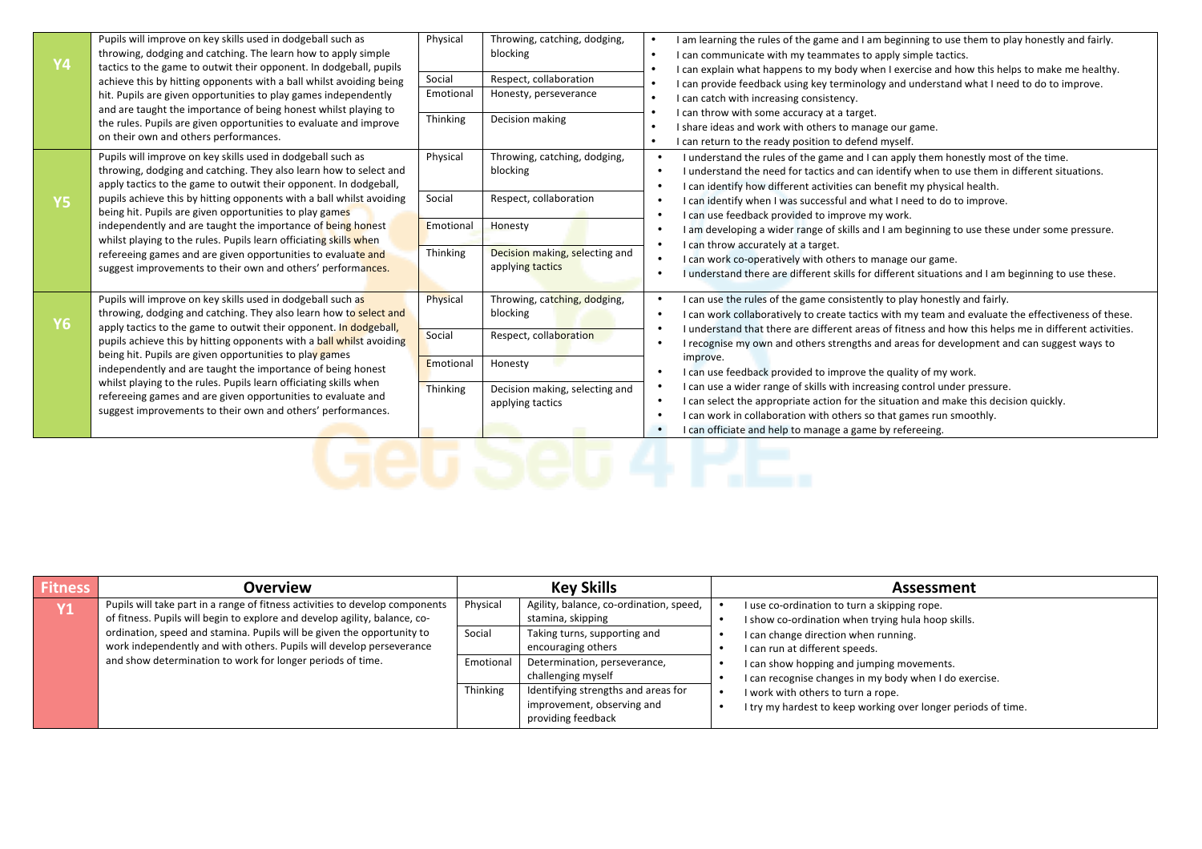| | Overview | Key Skills | | Assessment |
|---|---|---|---|---|
| **Y4** | Pupils will improve on key skills used in dodgeball such as throwing, dodging and catching. The learn how to apply simple tactics to the game to outwit their opponent. In dodgeball, pupils achieve this by hitting opponents with a ball whilst avoiding being hit. Pupils are given opportunities to play games independently and are taught the importance of being honest whilst playing to the rules. Pupils are given opportunities to evaluate and improve on their own and others performances. | Physical | Throwing, catching, dodging, blocking | • I am learning the rules of the game and I am beginning to use them to play honestly and fairly.<br>• I can communicate with my teammates to apply simple tactics.<br>• I can explain what happens to my body when I exercise and how this helps to make me healthy.<br>• I can provide feedback using key terminology and understand what I need to do to improve.<br>• I can catch with increasing consistency.<br>• I can throw with some accuracy at a target.<br>• I share ideas and work with others to manage our game.<br>• I can return to the ready position to defend myself. |
| | | Social | Respect, collaboration | |
| | | Emotional | Honesty, perseverance | |
| | | Thinking | Decision making | |
| **Y5** | Pupils will improve on key skills used in dodgeball such as throwing, dodging and catching. They also learn how to select and apply tactics to the game to outwit their opponent. In dodgeball, pupils achieve this by hitting opponents with a ball whilst avoiding being hit. Pupils are given opportunities to play games independently and are taught the importance of being honest whilst playing to the rules. Pupils learn officiating skills when refereeing games and are given opportunities to evaluate and suggest improvements to their own and others' performances. | Physical | Throwing, catching, dodging, blocking | • I understand the rules of the game and I can apply them honestly most of the time.<br>• I understand the need for tactics and can identify when to use them in different situations.<br>• I can identify how different activities can benefit my physical health.<br>• I can identify when I was successful and what I need to do to improve.<br>• I can use feedback provided to improve my work.<br>• I am developing a wider range of skills and I am beginning to use these under some pressure.<br>• I can throw accurately at a target.<br>• I can work co-operatively with others to manage our game.<br>• I understand there are different skills for different situations and I am beginning to use these. |
| | | Social | Respect, collaboration | |
| | | Emotional | Honesty | |
| | | Thinking | Decision making, selecting and applying tactics | |
| **Y6** | Pupils will improve on key skills used in dodgeball such as throwing, dodging and catching. They also learn how to select and apply tactics to the game to outwit their opponent. In dodgeball, pupils achieve this by hitting opponents with a ball whilst avoiding being hit. Pupils are given opportunities to play games independently and are taught the importance of being honest whilst playing to the rules. Pupils learn officiating skills when refereeing games and are given opportunities to evaluate and suggest improvements to their own and others' performances. | Physical | Throwing, catching, dodging, blocking | • I can use the rules of the game consistently to play honestly and fairly.<br>• I can work collaboratively to create tactics with my team and evaluate the effectiveness of these.<br>• I understand that there are different areas of fitness and how this helps me in different activities.<br>• I recognise my own and others strengths and areas for development and can suggest ways to improve.<br>• I can use feedback provided to improve the quality of my work.<br>• I can use a wider range of skills with increasing control under pressure.<br>• I can select the appropriate action for the situation and make this decision quickly.<br>• I can work in collaboration with others so that games run smoothly.<br>• I can officiate and help to manage a game by refereeing. |
| | | Social | Respect, collaboration | |
| | | Emotional | Honesty | |
| | | Thinking | Decision making, selecting and applying tactics | |

| Fitness | Overview | Key Skills | | Assessment |
|---|---|---|---|---|
| **Y1** | Pupils will take part in a range of fitness activities to develop components of fitness. Pupils will begin to explore and develop agility, balance, co-ordination, speed and stamina. Pupils will be given the opportunity to work independently and with others. Pupils will develop perseverance and show determination to work for longer periods of time. | Physical | Agility, balance, co-ordination, speed, stamina, skipping | • I use co-ordination to turn a skipping rope.<br>• I show co-ordination when trying hula hoop skills.<br>• I can change direction when running.<br>• I can run at different speeds.<br>• I can show hopping and jumping movements.<br>• I can recognise changes in my body when I do exercise.<br>• I work with others to turn a rope.<br>• I try my hardest to keep working over longer periods of time. |
| | | Social | Taking turns, supporting and encouraging others | |
| | | Emotional | Determination, perseverance, challenging myself | |
| | | Thinking | Identifying strengths and areas for improvement, observing and providing feedback | |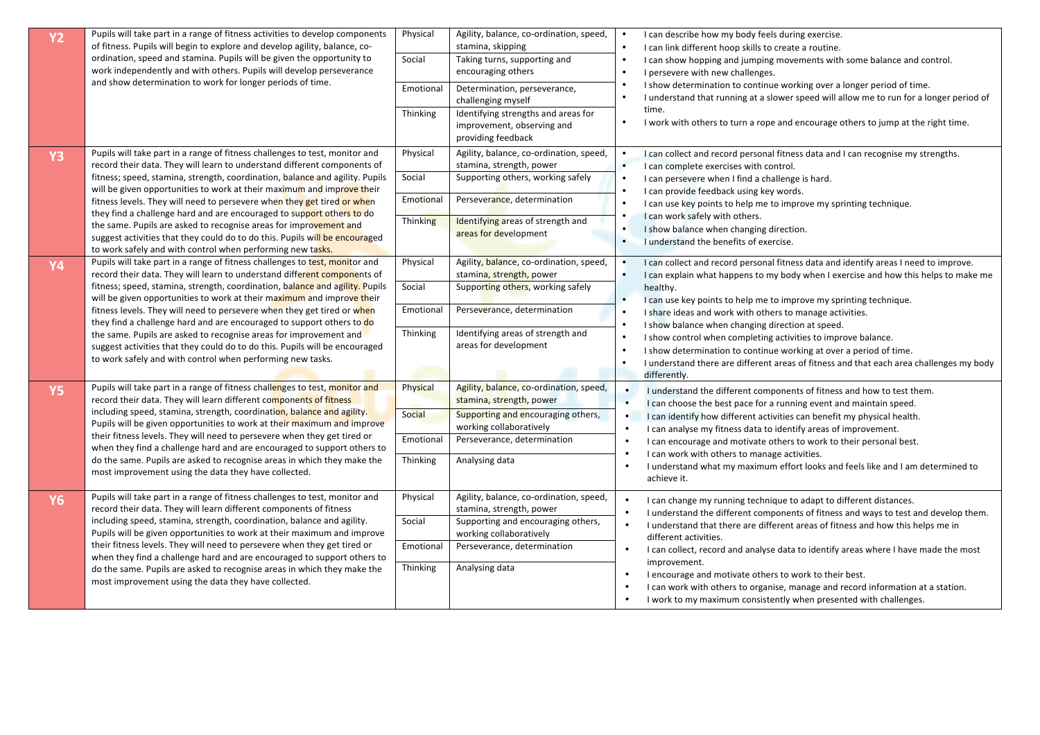| Year | Description | Area | Focus | Outcomes |
|---|---|---|---|---|
| **Y2** | Pupils will take part in a range of fitness activities to develop components of fitness. Pupils will begin to explore and develop agility, balance, co-ordination, speed and stamina. Pupils will be given the opportunity to work independently and with others. Pupils will develop perseverance and show determination to work for longer periods of time. | Physical | Agility, balance, co-ordination, speed, stamina, skipping | • I can describe how my body feels during exercise.<br>• I can link different hoop skills to create a routine.<br>• I can show hopping and jumping movements with some balance and control.<br>• I persevere with new challenges.<br>• I show determination to continue working over a longer period of time.<br>• I understand that running at a slower speed will allow me to run for a longer period of time.<br>• I work with others to turn a rope and encourage others to jump at the right time. |
| | | Social | Taking turns, supporting and encouraging others | |
| | | Emotional | Determination, perseverance, challenging myself | |
| | | Thinking | Identifying strengths and areas for improvement, observing and providing feedback | |
| **Y3** | Pupils will take part in a range of fitness challenges to test, monitor and record their data. They will learn to understand different components of fitness; speed, stamina, strength, coordination, balance and agility. Pupils will be given opportunities to work at their maximum and improve their fitness levels. They will need to persevere when they get tired or when they find a challenge hard and are encouraged to support others to do the same. Pupils are asked to recognise areas for improvement and suggest activities that they could do to do this. Pupils will be encouraged to work safely and with control when performing new tasks. | Physical | Agility, balance, co-ordination, speed, stamina, strength, power | • I can collect and record personal fitness data and I can recognise my strengths.<br>• I can complete exercises with control.<br>• I can persevere when I find a challenge is hard.<br>• I can provide feedback using key words.<br>• I can use key points to help me to improve my sprinting technique.<br>• I can work safely with others.<br>• I show balance when changing direction.<br>• I understand the benefits of exercise. |
| | | Social | Supporting others, working safely | |
| | | Emotional | Perseverance, determination | |
| | | Thinking | Identifying areas of strength and areas for development | |
| **Y4** | Pupils will take part in a range of fitness challenges to test, monitor and record their data. They will learn to understand different components of fitness; speed, stamina, strength, coordination, balance and agility. Pupils will be given opportunities to work at their maximum and improve their fitness levels. They will need to persevere when they get tired or when they find a challenge hard and are encouraged to support others to do the same. Pupils are asked to recognise areas for improvement and suggest activities that they could do to do this. Pupils will be encouraged to work safely and with control when performing new tasks. | Physical | Agility, balance, co-ordination, speed, stamina, strength, power | • I can collect and record personal fitness data and identify areas I need to improve.<br>• I can explain what happens to my body when I exercise and how this helps to make me healthy.<br>• I can use key points to help me to improve my sprinting technique.<br>• I share ideas and work with others to manage activities.<br>• I show balance when changing direction at speed.<br>• I show control when completing activities to improve balance.<br>• I show determination to continue working at over a period of time.<br>• I understand there are different areas of fitness and that each area challenges my body differently. |
| | | Social | Supporting others, working safely | |
| | | Emotional | Perseverance, determination | |
| | | Thinking | Identifying areas of strength and areas for development | |
| **Y5** | Pupils will take part in a range of fitness challenges to test, monitor and record their data. They will learn different components of fitness including speed, stamina, strength, coordination, balance and agility. Pupils will be given opportunities to work at their maximum and improve their fitness levels. They will need to persevere when they get tired or when they find a challenge hard and are encouraged to support others to do the same. Pupils are asked to recognise areas in which they make the most improvement using the data they have collected. | Physical | Agility, balance, co-ordination, speed, stamina, strength, power | • I understand the different components of fitness and how to test them.<br>• I can choose the best pace for a running event and maintain speed.<br>• I can identify how different activities can benefit my physical health.<br>• I can analyse my fitness data to identify areas of improvement.<br>• I can encourage and motivate others to work to their personal best.<br>• I can work with others to manage activities.<br>• I understand what my maximum effort looks and feels like and I am determined to achieve it. |
| | | Social | Supporting and encouraging others, working collaboratively | |
| | | Emotional | Perseverance, determination | |
| | | Thinking | Analysing data | |
| **Y6** | Pupils will take part in a range of fitness challenges to test, monitor and record their data. They will learn different components of fitness including speed, stamina, strength, coordination, balance and agility. Pupils will be given opportunities to work at their maximum and improve their fitness levels. They will need to persevere when they get tired or when they find a challenge hard and are encouraged to support others to do the same. Pupils are asked to recognise areas in which they make the most improvement using the data they have collected. | Physical | Agility, balance, co-ordination, speed, stamina, strength, power | • I can change my running technique to adapt to different distances.<br>• I understand the different components of fitness and ways to test and develop them.<br>• I understand that there are different areas of fitness and how this helps me in different activities.<br>• I can collect, record and analyse data to identify areas where I have made the most improvement.<br>• I encourage and motivate others to work to their best.<br>• I can work with others to organise, manage and record information at a station.<br>• I work to my maximum consistently when presented with challenges. |
| | | Social | Supporting and encouraging others, working collaboratively | |
| | | Emotional | Perseverance, determination | |
| | | Thinking | Analysing data | |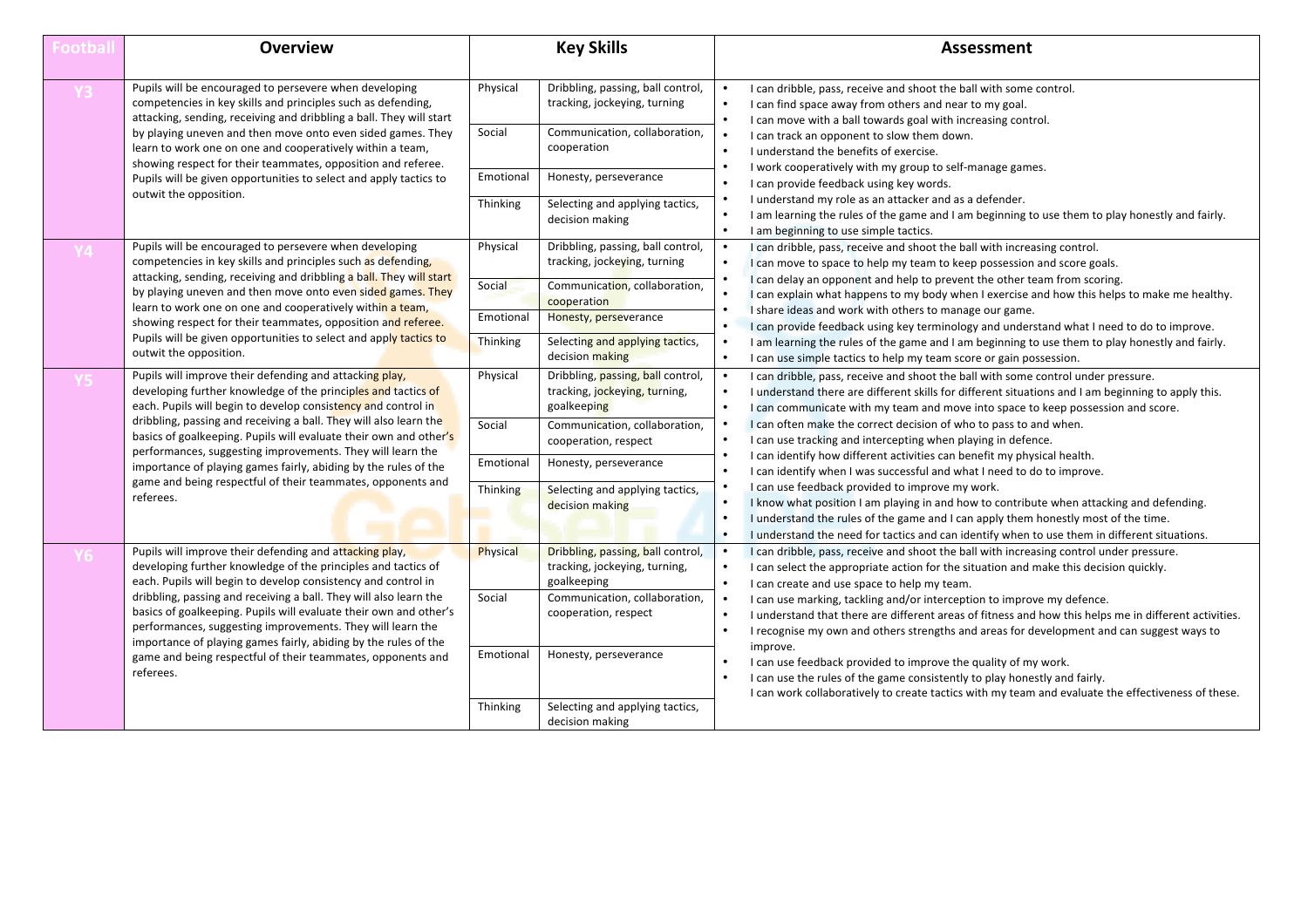| Football | Overview | Key Skills | | Assessment |
|---|---|---|---|---|
| Y3 | Pupils will be encouraged to persevere when developing competencies in key skills and principles such as defending, attacking, sending, receiving and dribbling a ball. They will start by playing uneven and then move onto even sided games. They learn to work one on one and cooperatively within a team, showing respect for their teammates, opposition and referee. Pupils will be given opportunities to select and apply tactics to outwit the opposition. | Physical | Dribbling, passing, ball control, tracking, jockeying, turning | • I can dribble, pass, receive and shoot the ball with some control.<br>• I can find space away from others and near to my goal.<br>• I can move with a ball towards goal with increasing control.<br>• I can track an opponent to slow them down.<br>• I understand the benefits of exercise.<br>• I work cooperatively with my group to self-manage games.<br>• I can provide feedback using key words.<br>• I understand my role as an attacker and as a defender.<br>• I am learning the rules of the game and I am beginning to use them to play honestly and fairly.<br>• I am beginning to use simple tactics. |
| | | Social | Communication, collaboration, cooperation | |
| | | Emotional | Honesty, perseverance | |
| | | Thinking | Selecting and applying tactics, decision making | |
| Y4 | Pupils will be encouraged to persevere when developing competencies in key skills and principles such as defending, attacking, sending, receiving and dribbling a ball. They will start by playing uneven and then move onto even sided games. They learn to work one on one and cooperatively within a team, showing respect for their teammates, opposition and referee. Pupils will be given opportunities to select and apply tactics to outwit the opposition. | Physical | Dribbling, passing, ball control, tracking, jockeying, turning | • I can dribble, pass, receive and shoot the ball with increasing control.<br>• I can move to space to help my team to keep possession and score goals.<br>• I can delay an opponent and help to prevent the other team from scoring.<br>• I can explain what happens to my body when I exercise and how this helps to make me healthy.<br>• I share ideas and work with others to manage our game.<br>• I can provide feedback using key terminology and understand what I need to do to improve.<br>• I am learning the rules of the game and I am beginning to use them to play honestly and fairly.<br>• I can use simple tactics to help my team score or gain possession. |
| | | Social | Communication, collaboration, cooperation | |
| | | Emotional | Honesty, perseverance | |
| | | Thinking | Selecting and applying tactics, decision making | |
| Y5 | Pupils will improve their defending and attacking play, developing further knowledge of the principles and tactics of each. Pupils will begin to develop consistency and control in dribbling, passing and receiving a ball. They will also learn the basics of goalkeeping. Pupils will evaluate their own and other's performances, suggesting improvements. They will learn the importance of playing games fairly, abiding by the rules of the game and being respectful of their teammates, opponents and referees. | Physical | Dribbling, passing, ball control, tracking, jockeying, turning, goalkeeping | • I can dribble, pass, receive and shoot the ball with some control under pressure.<br>• I understand there are different skills for different situations and I am beginning to apply this.<br>• I can communicate with my team and move into space to keep possession and score.<br>• I can often make the correct decision of who to pass to and when.<br>• I can use tracking and intercepting when playing in defence.<br>• I can identify how different activities can benefit my physical health.<br>• I can identify when I was successful and what I need to do to improve.<br>• I can use feedback provided to improve my work.<br>• I know what position I am playing in and how to contribute when attacking and defending.<br>• I understand the rules of the game and I can apply them honestly most of the time.<br>• I understand the need for tactics and can identify when to use them in different situations. |
| | | Social | Communication, collaboration, cooperation, respect | |
| | | Emotional | Honesty, perseverance | |
| | | Thinking | Selecting and applying tactics, decision making | |
| Y6 | Pupils will improve their defending and attacking play, developing further knowledge of the principles and tactics of each. Pupils will begin to develop consistency and control in dribbling, passing and receiving a ball. They will also learn the basics of goalkeeping. Pupils will evaluate their own and other's performances, suggesting improvements. They will learn the importance of playing games fairly, abiding by the rules of the game and being respectful of their teammates, opponents and referees. | Physical | Dribbling, passing, ball control, tracking, jockeying, turning, goalkeeping | • I can dribble, pass, receive and shoot the ball with increasing control under pressure.<br>• I can select the appropriate action for the situation and make this decision quickly.<br>• I can create and use space to help my team.<br>• I can use marking, tackling and/or interception to improve my defence.<br>• I understand that there are different areas of fitness and how this helps me in different activities.<br>• I recognise my own and others strengths and areas for development and can suggest ways to improve.<br>• I can use feedback provided to improve the quality of my work.<br>• I can use the rules of the game consistently to play honestly and fairly.<br>I can work collaboratively to create tactics with my team and evaluate the effectiveness of these. |
| | | Social | Communication, collaboration, cooperation, respect | |
| | | Emotional | Honesty, perseverance | |
| | | Thinking | Selecting and applying tactics, decision making | |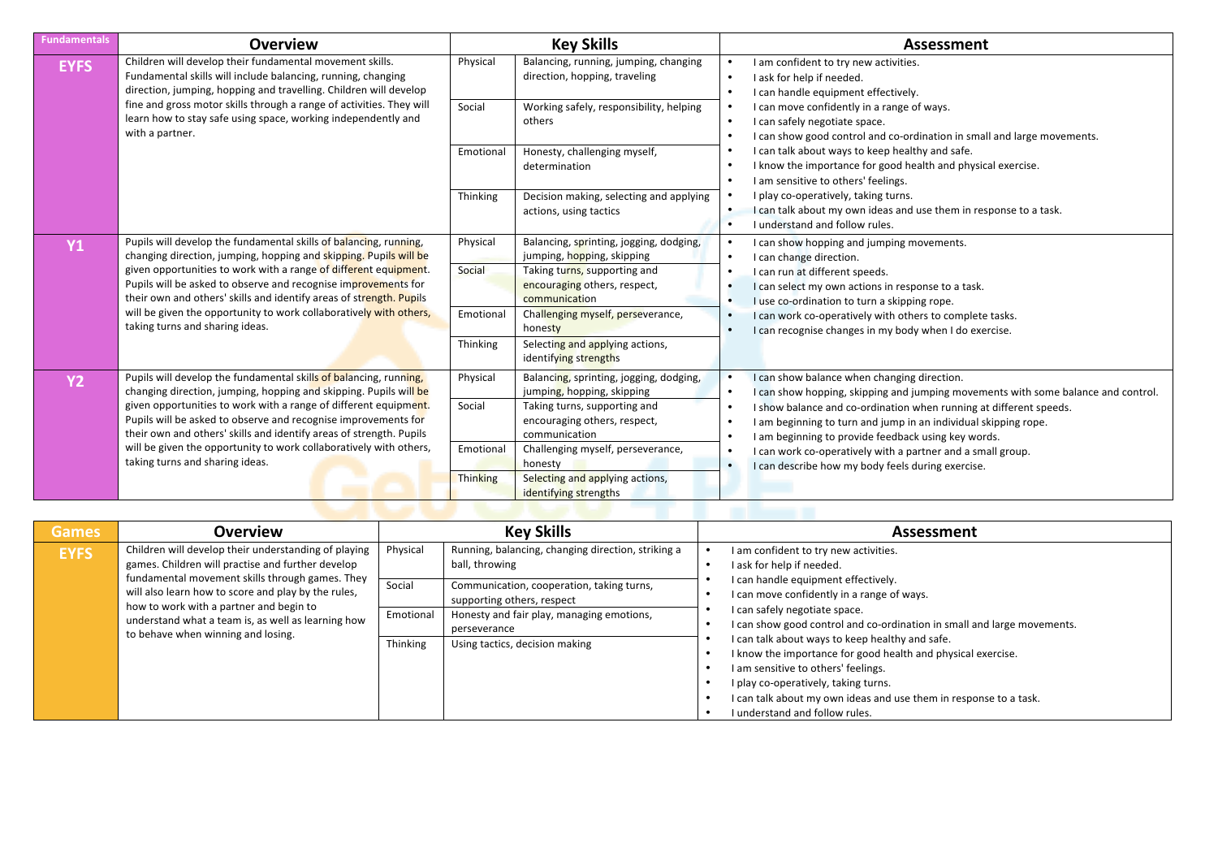| Fundamentals | Overview | Key Skills | | Assessment |
|---|---|---|---|---|
| **EYFS** | Children will develop their fundamental movement skills. Fundamental skills will include balancing, running, changing direction, jumping, hopping and travelling. Children will develop fine and gross motor skills through a range of activities. They will learn how to stay safe using space, working independently and with a partner. | Physical | Balancing, running, jumping, changing direction, hopping, traveling | • I am confident to try new activities.<br>• I ask for help if needed.<br>• I can handle equipment effectively.<br>• I can move confidently in a range of ways.<br>• I can safely negotiate space.<br>• I can show good control and co-ordination in small and large movements.<br>• I can talk about ways to keep healthy and safe.<br>• I know the importance for good health and physical exercise.<br>• I am sensitive to others' feelings.<br>• I play co-operatively, taking turns.<br>• I can talk about my own ideas and use them in response to a task.<br>• I understand and follow rules. |
| | | Social | Working safely, responsibility, helping others | |
| | | Emotional | Honesty, challenging myself, determination | |
| | | Thinking | Decision making, selecting and applying actions, using tactics | |
| **Y1** | Pupils will develop the fundamental skills of balancing, running, changing direction, jumping, hopping and skipping. Pupils will be given opportunities to work with a range of different equipment. Pupils will be asked to observe and recognise improvements for their own and others' skills and identify areas of strength. Pupils will be given the opportunity to work collaboratively with others, taking turns and sharing ideas. | Physical | Balancing, sprinting, jogging, dodging, jumping, hopping, skipping | • I can show hopping and jumping movements.<br>• I can change direction.<br>• I can run at different speeds.<br>• I can select my own actions in response to a task.<br>• I use co-ordination to turn a skipping rope.<br>• I can work co-operatively with others to complete tasks.<br>• I can recognise changes in my body when I do exercise. |
| | | Social | Taking turns, supporting and encouraging others, respect, communication | |
| | | Emotional | Challenging myself, perseverance, honesty | |
| | | Thinking | Selecting and applying actions, identifying strengths | |
| **Y2** | Pupils will develop the fundamental skills of balancing, running, changing direction, jumping, hopping and skipping. Pupils will be given opportunities to work with a range of different equipment. Pupils will be asked to observe and recognise improvements for their own and others' skills and identify areas of strength. Pupils will be given the opportunity to work collaboratively with others, taking turns and sharing ideas. | Physical | Balancing, sprinting, jogging, dodging, jumping, hopping, skipping | • I can show balance when changing direction.<br>• I can show hopping, skipping and jumping movements with some balance and control.<br>• I show balance and co-ordination when running at different speeds.<br>• I am beginning to turn and jump in an individual skipping rope.<br>• I am beginning to provide feedback using key words.<br>• I can work co-operatively with a partner and a small group.<br>• I can describe how my body feels during exercise. |
| | | Social | Taking turns, supporting and encouraging others, respect, communication | |
| | | Emotional | Challenging myself, perseverance, honesty | |
| | | Thinking | Selecting and applying actions, identifying strengths | |

| Games | Overview | Key Skills | | Assessment |
|---|---|---|---|---|
| **EYFS** | Children will develop their understanding of playing games. Children will practise and further develop fundamental movement skills through games. They will also learn how to score and play by the rules, how to work with a partner and begin to understand what a team is, as well as learning how to behave when winning and losing. | Physical | Running, balancing, changing direction, striking a ball, throwing | • I am confident to try new activities.<br>• I ask for help if needed.<br>• I can handle equipment effectively.<br>• I can move confidently in a range of ways.<br>• I can safely negotiate space.<br>• I can show good control and co-ordination in small and large movements.<br>• I can talk about ways to keep healthy and safe.<br>• I know the importance for good health and physical exercise.<br>• I am sensitive to others' feelings.<br>• I play co-operatively, taking turns.<br>• I can talk about my own ideas and use them in response to a task.<br>• I understand and follow rules. |
| | | Social | Communication, cooperation, taking turns, supporting others, respect | |
| | | Emotional | Honesty and fair play, managing emotions, perseverance | |
| | | Thinking | Using tactics, decision making | |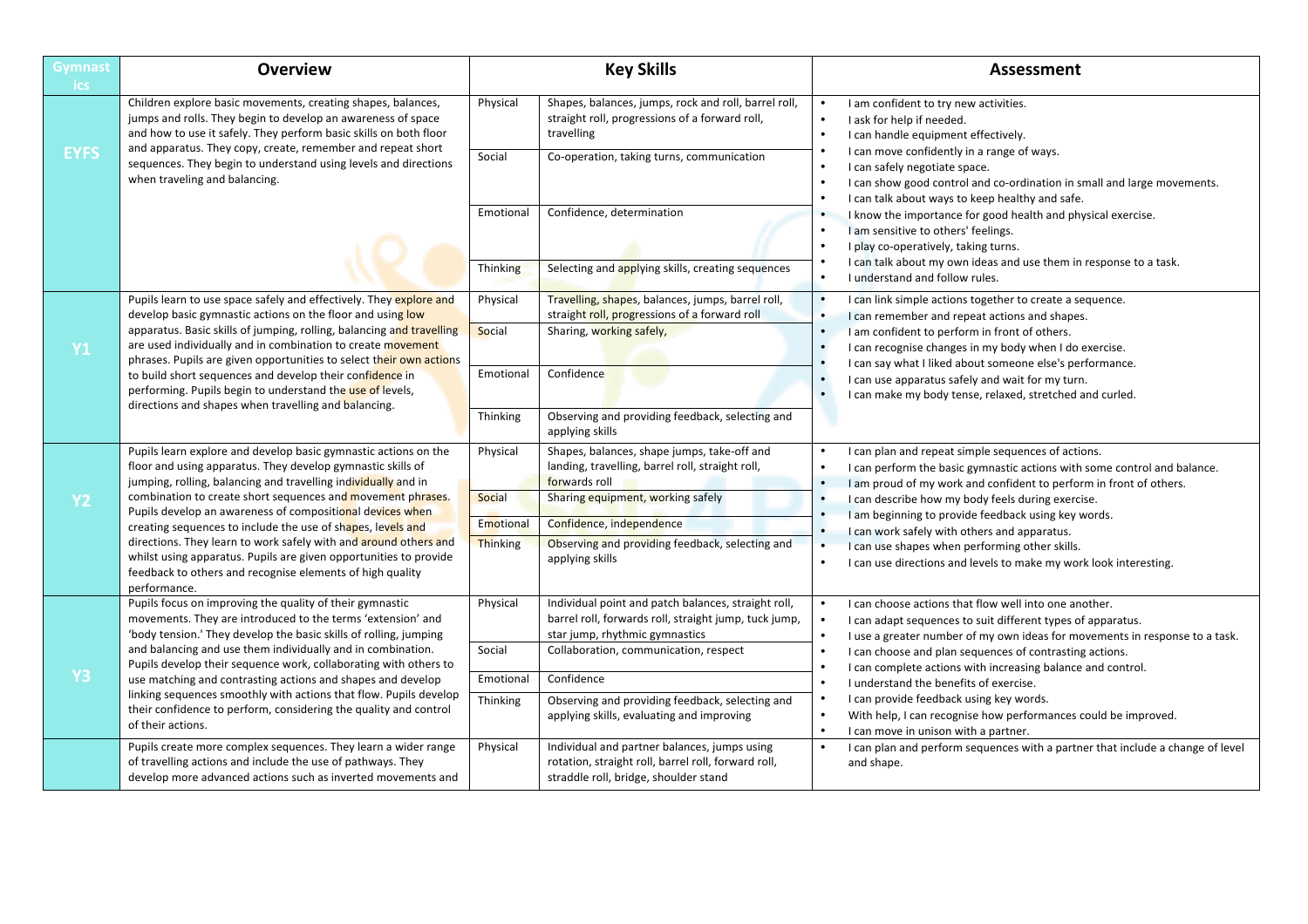| Gymnastics | Overview | Key Skills | | Assessment |
|---|---|---|---|---|
| **EYFS** | Children explore basic movements, creating shapes, balances, jumps and rolls. They begin to develop an awareness of space and how to use it safely. They perform basic skills on both floor and apparatus. They copy, create, remember and repeat short sequences. They begin to understand using levels and directions when traveling and balancing. | Physical | Shapes, balances, jumps, rock and roll, barrel roll, straight roll, progressions of a forward roll, travelling | • I am confident to try new activities.<br>• I ask for help if needed.<br>• I can handle equipment effectively.<br>• I can move confidently in a range of ways.<br>• I can safely negotiate space.<br>• I can show good control and co-ordination in small and large movements.<br>• I can talk about ways to keep healthy and safe.<br>• I know the importance for good health and physical exercise.<br>• I am sensitive to others' feelings.<br>• I play co-operatively, taking turns.<br>• I can talk about my own ideas and use them in response to a task.<br>• I understand and follow rules. |
| | | Social | Co-operation, taking turns, communication | |
| | | Emotional | Confidence, determination | |
| | | Thinking | Selecting and applying skills, creating sequences | |
| **Y1** | Pupils learn to use space safely and effectively. They explore and develop basic gymnastic actions on the floor and using low apparatus. Basic skills of jumping, rolling, balancing and travelling are used individually and in combination to create movement phrases. Pupils are given opportunities to select their own actions to build short sequences and develop their confidence in performing. Pupils begin to understand the use of levels, directions and shapes when travelling and balancing. | Physical | Travelling, shapes, balances, jumps, barrel roll, straight roll, progressions of a forward roll | • I can link simple actions together to create a sequence.<br>• I can remember and repeat actions and shapes.<br>• I am confident to perform in front of others.<br>• I can recognise changes in my body when I do exercise.<br>• I can say what I liked about someone else's performance.<br>• I can use apparatus safely and wait for my turn.<br>• I can make my body tense, relaxed, stretched and curled. |
| | | Social | Sharing, working safely, | |
| | | Emotional | Confidence | |
| | | Thinking | Observing and providing feedback, selecting and applying skills | |
| **Y2** | Pupils learn explore and develop basic gymnastic actions on the floor and using apparatus. They develop gymnastic skills of jumping, rolling, balancing and travelling individually and in combination to create short sequences and movement phrases. Pupils develop an awareness of compositional devices when creating sequences to include the use of shapes, levels and directions. They learn to work safely with and around others and whilst using apparatus. Pupils are given opportunities to provide feedback to others and recognise elements of high quality performance. | Physical | Shapes, balances, shape jumps, take-off and landing, travelling, barrel roll, straight roll, forwards roll | • I can plan and repeat simple sequences of actions.<br>• I can perform the basic gymnastic actions with some control and balance.<br>• I am proud of my work and confident to perform in front of others.<br>• I can describe how my body feels during exercise.<br>• I am beginning to provide feedback using key words.<br>• I can work safely with others and apparatus.<br>• I can use shapes when performing other skills.<br>• I can use directions and levels to make my work look interesting. |
| | | Social | Sharing equipment, working safely | |
| | | Emotional | Confidence, independence | |
| | | Thinking | Observing and providing feedback, selecting and applying skills | |
| **Y3** | Pupils focus on improving the quality of their gymnastic movements. They are introduced to the terms 'extension' and 'body tension.' They develop the basic skills of rolling, jumping and balancing and use them individually and in combination. Pupils develop their sequence work, collaborating with others to use matching and contrasting actions and shapes and develop linking sequences smoothly with actions that flow. Pupils develop their confidence to perform, considering the quality and control of their actions. | Physical | Individual point and patch balances, straight roll, barrel roll, forwards roll, straight jump, tuck jump, star jump, rhythmic gymnastics | • I can choose actions that flow well into one another.<br>• I can adapt sequences to suit different types of apparatus.<br>• I use a greater number of my own ideas for movements in response to a task.<br>• I can choose and plan sequences of contrasting actions.<br>• I can complete actions with increasing balance and control.<br>• I understand the benefits of exercise.<br>• I can provide feedback using key words.<br>• With help, I can recognise how performances could be improved.<br>• I can move in unison with a partner. |
| | | Social | Collaboration, communication, respect | |
| | | Emotional | Confidence | |
| | | Thinking | Observing and providing feedback, selecting and applying skills, evaluating and improving | |
| | Pupils create more complex sequences. They learn a wider range of travelling actions and include the use of pathways. They develop more advanced actions such as inverted movements and | Physical | Individual and partner balances, jumps using rotation, straight roll, barrel roll, forward roll, straddle roll, bridge, shoulder stand | • I can plan and perform sequences with a partner that include a change of level and shape. |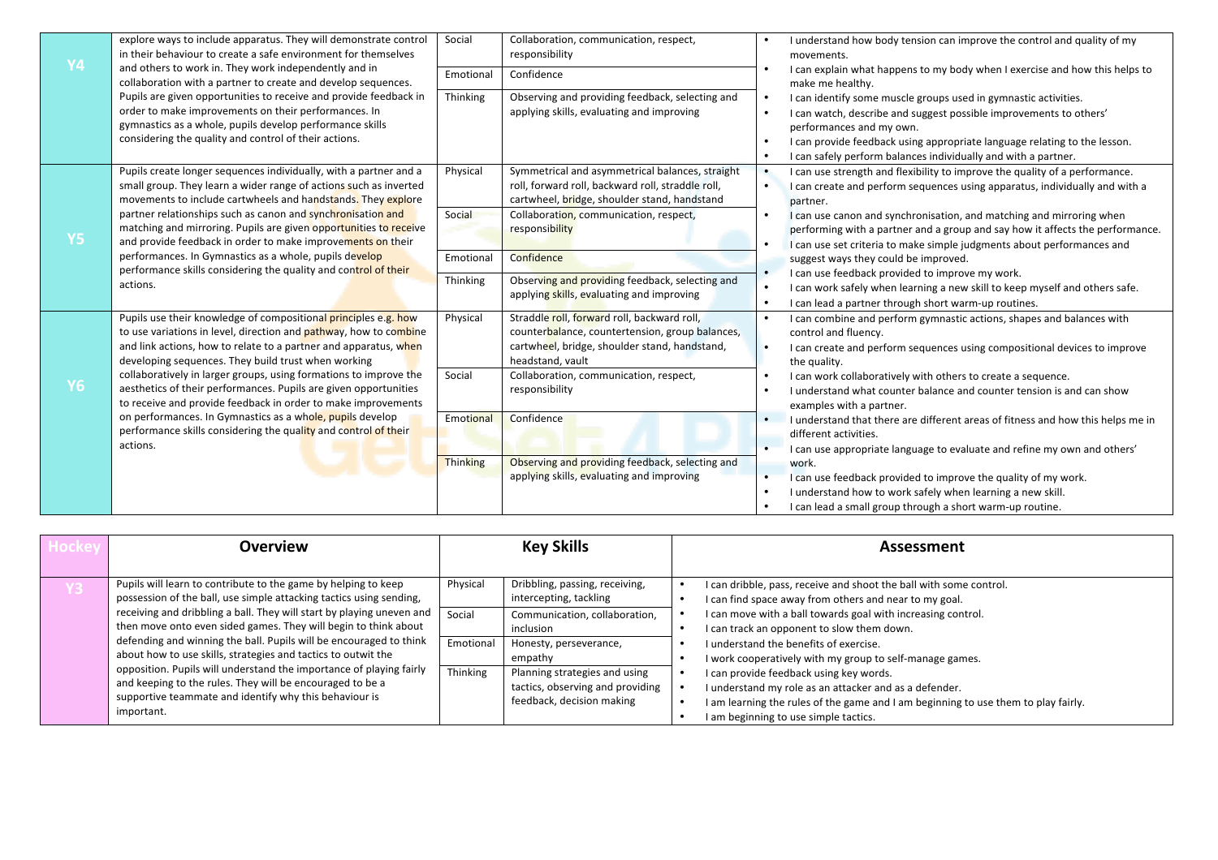| | | | | |
|---|---|---|---|---|
| **Y4** | explore ways to include apparatus. They will demonstrate control in their behaviour to create a safe environment for themselves and others to work in. They work independently and in collaboration with a partner to create and develop sequences. Pupils are given opportunities to receive and provide feedback in order to make improvements on their performances. In gymnastics as a whole, pupils develop performance skills considering the quality and control of their actions. | Social | Collaboration, communication, respect, responsibility | • I understand how body tension can improve the control and quality of my movements.<br>• I can explain what happens to my body when I exercise and how this helps to make me healthy.<br>• I can identify some muscle groups used in gymnastic activities.<br>• I can watch, describe and suggest possible improvements to others' performances and my own.<br>• I can provide feedback using appropriate language relating to the lesson.<br>• I can safely perform balances individually and with a partner. |
| | | Emotional | Confidence | |
| | | Thinking | Observing and providing feedback, selecting and applying skills, evaluating and improving | |
| **Y5** | Pupils create longer sequences individually, with a partner and a small group. They learn a wider range of actions such as inverted movements to include cartwheels and handstands. They explore partner relationships such as canon and synchronisation and matching and mirroring. Pupils are given opportunities to receive and provide feedback in order to make improvements on their performances. In Gymnastics as a whole, pupils develop performance skills considering the quality and control of their actions. | Physical | Symmetrical and asymmetrical balances, straight roll, forward roll, backward roll, straddle roll, cartwheel, bridge, shoulder stand, handstand | • I can use strength and flexibility to improve the quality of a performance.<br>• I can create and perform sequences using apparatus, individually and with a partner.<br>• I can use canon and synchronisation, and matching and mirroring when performing with a partner and a group and say how it affects the performance.<br>• I can use set criteria to make simple judgments about performances and suggest ways they could be improved.<br>• I can use feedback provided to improve my work.<br>• I can work safely when learning a new skill to keep myself and others safe.<br>• I can lead a partner through short warm-up routines. |
| | | Social | Collaboration, communication, respect, responsibility | |
| | | Emotional | Confidence | |
| | | Thinking | Observing and providing feedback, selecting and applying skills, evaluating and improving | |
| **Y6** | Pupils use their knowledge of compositional principles e.g. how to use variations in level, direction and pathway, how to combine and link actions, how to relate to a partner and apparatus, when developing sequences. They build trust when working collaboratively in larger groups, using formations to improve the aesthetics of their performances. Pupils are given opportunities to receive and provide feedback in order to make improvements on performances. In Gymnastics as a whole, pupils develop performance skills considering the quality and control of their actions. | Physical | Straddle roll, forward roll, backward roll, counterbalance, countertension, group balances, cartwheel, bridge, shoulder stand, handstand, headstand, vault | • I can combine and perform gymnastic actions, shapes and balances with control and fluency.<br>• I can create and perform sequences using compositional devices to improve the quality.<br>• I can work collaboratively with others to create a sequence.<br>• I understand what counter balance and counter tension is and can show examples with a partner.<br>• I understand that there are different areas of fitness and how this helps me in different activities.<br>• I can use appropriate language to evaluate and refine my own and others' work.<br>• I can use feedback provided to improve the quality of my work.<br>• I understand how to work safely when learning a new skill.<br>• I can lead a small group through a short warm-up routine. |
| | | Social | Collaboration, communication, respect, responsibility | |
| | | Emotional | Confidence | |
| | | Thinking | Observing and providing feedback, selecting and applying skills, evaluating and improving | |

| Hockey | Overview | Key Skills | | Assessment |
|---|---|---|---|---|
| **Y3** | Pupils will learn to contribute to the game by helping to keep possession of the ball, use simple attacking tactics using sending, receiving and dribbling a ball. They will start by playing uneven and then move onto even sided games. They will begin to think about defending and winning the ball. Pupils will be encouraged to think about how to use skills, strategies and tactics to outwit the opposition. Pupils will understand the importance of playing fairly and keeping to the rules. They will be encouraged to be a supportive teammate and identify why this behaviour is important. | Physical | Dribbling, passing, receiving, intercepting, tackling | • I can dribble, pass, receive and shoot the ball with some control.<br>• I can find space away from others and near to my goal.<br>• I can move with a ball towards goal with increasing control.<br>• I can track an opponent to slow them down.<br>• I understand the benefits of exercise.<br>• I work cooperatively with my group to self-manage games.<br>• I can provide feedback using key words.<br>• I understand my role as an attacker and as a defender.<br>• I am learning the rules of the game and I am beginning to use them to play fairly.<br>• I am beginning to use simple tactics. |
| | | Social | Communication, collaboration, inclusion | |
| | | Emotional | Honesty, perseverance, empathy | |
| | | Thinking | Planning strategies and using tactics, observing and providing feedback, decision making | |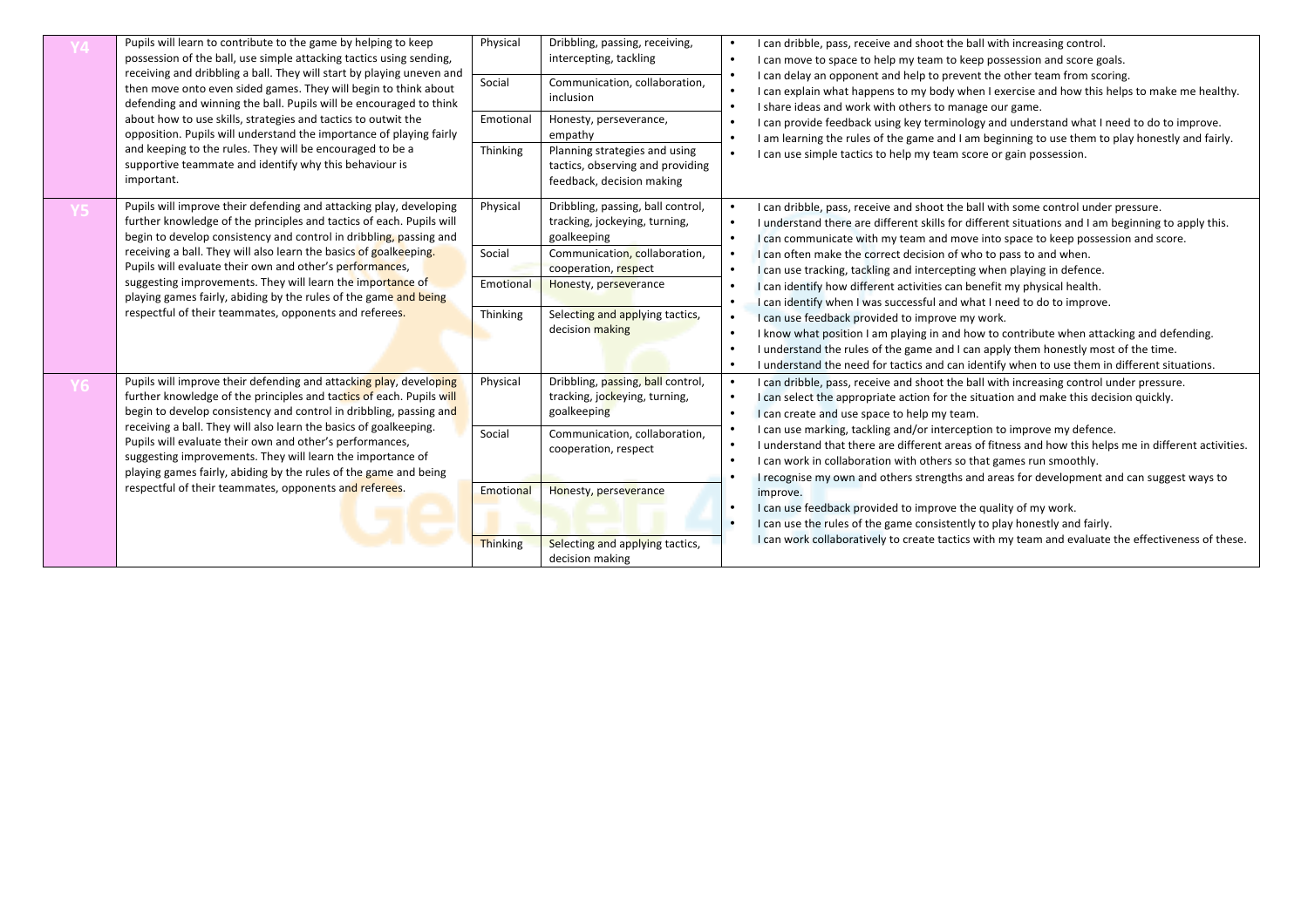| Year | Description | Area | Skills | Outcomes |
|---|---|---|---|---|
| **Y4** | Pupils will learn to contribute to the game by helping to keep possession of the ball, use simple attacking tactics using sending, receiving and dribbling a ball. They will start by playing uneven and then move onto even sided games. They will begin to think about defending and winning the ball. Pupils will be encouraged to think about how to use skills, strategies and tactics to outwit the opposition. Pupils will understand the importance of playing fairly and keeping to the rules. They will be encouraged to be a supportive teammate and identify why this behaviour is important. | Physical | Dribbling, passing, receiving, intercepting, tackling | • I can dribble, pass, receive and shoot the ball with increasing control.<br>• I can move to space to help my team to keep possession and score goals.<br>• I can delay an opponent and help to prevent the other team from scoring.<br>• I can explain what happens to my body when I exercise and how this helps to make me healthy.<br>• I share ideas and work with others to manage our game.<br>• I can provide feedback using key terminology and understand what I need to do to improve.<br>• I am learning the rules of the game and I am beginning to use them to play honestly and fairly.<br>• I can use simple tactics to help my team score or gain possession. |
| | | Social | Communication, collaboration, inclusion | |
| | | Emotional | Honesty, perseverance, empathy | |
| | | Thinking | Planning strategies and using tactics, observing and providing feedback, decision making | |
| **Y5** | Pupils will improve their defending and attacking play, developing further knowledge of the principles and tactics of each. Pupils will begin to develop consistency and control in dribbling, passing and receiving a ball. They will also learn the basics of goalkeeping. Pupils will evaluate their own and other's performances, suggesting improvements. They will learn the importance of playing games fairly, abiding by the rules of the game and being respectful of their teammates, opponents and referees. | Physical | Dribbling, passing, ball control, tracking, jockeying, turning, goalkeeping | • I can dribble, pass, receive and shoot the ball with some control under pressure.<br>• I understand there are different skills for different situations and I am beginning to apply this.<br>• I can communicate with my team and move into space to keep possession and score.<br>• I can often make the correct decision of who to pass to and when.<br>• I can use tracking, tackling and intercepting when playing in defence.<br>• I can identify how different activities can benefit my physical health.<br>• I can identify when I was successful and what I need to do to improve.<br>• I can use feedback provided to improve my work.<br>• I know what position I am playing in and how to contribute when attacking and defending.<br>• I understand the rules of the game and I can apply them honestly most of the time.<br>• I understand the need for tactics and can identify when to use them in different situations. |
| | | Social | Communication, collaboration, cooperation, respect | |
| | | Emotional | Honesty, perseverance | |
| | | Thinking | Selecting and applying tactics, decision making | |
| **Y6** | Pupils will improve their defending and attacking play, developing further knowledge of the principles and tactics of each. Pupils will begin to develop consistency and control in dribbling, passing and receiving a ball. They will also learn the basics of goalkeeping. Pupils will evaluate their own and other's performances, suggesting improvements. They will learn the importance of playing games fairly, abiding by the rules of the game and being respectful of their teammates, opponents and referees. | Physical | Dribbling, passing, ball control, tracking, jockeying, turning, goalkeeping | • I can dribble, pass, receive and shoot the ball with increasing control under pressure.<br>• I can select the appropriate action for the situation and make this decision quickly.<br>• I can create and use space to help my team.<br>• I can use marking, tackling and/or interception to improve my defence.<br>• I understand that there are different areas of fitness and how this helps me in different activities.<br>• I can work in collaboration with others so that games run smoothly.<br>• I recognise my own and others strengths and areas for development and can suggest ways to improve.<br>• I can use feedback provided to improve the quality of my work.<br>• I can use the rules of the game consistently to play honestly and fairly.<br>• I can work collaboratively to create tactics with my team and evaluate the effectiveness of these. |
| | | Social | Communication, collaboration, cooperation, respect | |
| | | Emotional | Honesty, perseverance | |
| | | Thinking | Selecting and applying tactics, decision making | |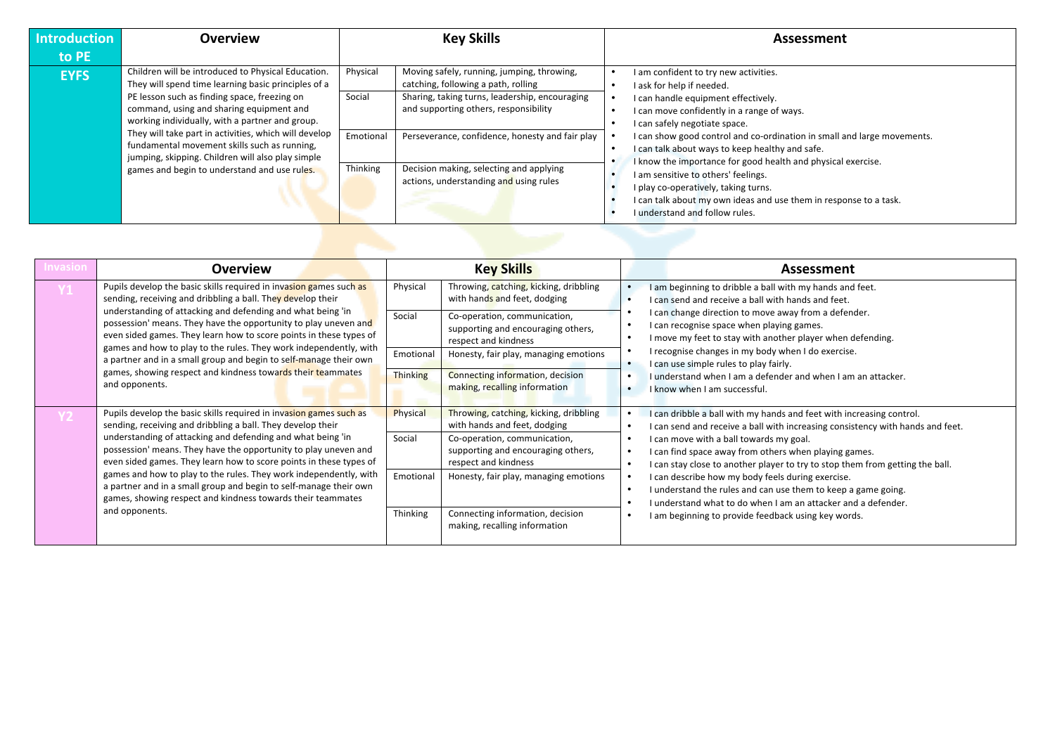| Introduction to PE | Overview | Key Skills | | Assessment |
|---|---|---|---|---|
| EYFS | Children will be introduced to Physical Education. They will spend time learning basic principles of a PE lesson such as finding space, freezing on command, using and sharing equipment and working individually, with a partner and group. They will take part in activities, which will develop fundamental movement skills such as running, jumping, skipping. Children will also play simple games and begin to understand and use rules. | Physical | Moving safely, running, jumping, throwing, catching, following a path, rolling | • I am confident to try new activities. • I ask for help if needed. • I can handle equipment effectively. • I can move confidently in a range of ways. • I can safely negotiate space. • I can show good control and co-ordination in small and large movements. • I can talk about ways to keep healthy and safe. • I know the importance for good health and physical exercise. • I am sensitive to others' feelings. • I play co-operatively, taking turns. • I can talk about my own ideas and use them in response to a task. • I understand and follow rules. |
| | | Social | Sharing, taking turns, leadership, encouraging and supporting others, responsibility | |
| | | Emotional | Perseverance, confidence, honesty and fair play | |
| | | Thinking | Decision making, selecting and applying actions, understanding and using rules | |

| Invasion | Overview | Key Skills | | Assessment |
|---|---|---|---|---|
| Y1 | Pupils develop the basic skills required in invasion games such as sending, receiving and dribbling a ball. They develop their understanding of attacking and defending and what being 'in possession' means. They have the opportunity to play uneven and even sided games. They learn how to score points in these types of games and how to play to the rules. They work independently, with a partner and in a small group and begin to self-manage their own games, showing respect and kindness towards their teammates and opponents. | Physical | Throwing, catching, kicking, dribbling with hands and feet, dodging | • I am beginning to dribble a ball with my hands and feet. • I can send and receive a ball with hands and feet. • I can change direction to move away from a defender. • I can recognise space when playing games. • I move my feet to stay with another player when defending. • I recognise changes in my body when I do exercise. • I can use simple rules to play fairly. • I understand when I am a defender and when I am an attacker. • I know when I am successful. |
| | | Social | Co-operation, communication, supporting and encouraging others, respect and kindness | |
| | | Emotional | Honesty, fair play, managing emotions | |
| | | Thinking | Connecting information, decision making, recalling information | |
| Y2 | Pupils develop the basic skills required in invasion games such as sending, receiving and dribbling a ball. They develop their understanding of attacking and defending and what being 'in possession' means. They have the opportunity to play uneven and even sided games. They learn how to score points in these types of games and how to play to the rules. They work independently, with a partner and in a small group and begin to self-manage their own games, showing respect and kindness towards their teammates and opponents. | Physical | Throwing, catching, kicking, dribbling with hands and feet, dodging | • I can dribble a ball with my hands and feet with increasing control. • I can send and receive a ball with increasing consistency with hands and feet. • I can move with a ball towards my goal. • I can find space away from others when playing games. • I can stay close to another player to try to stop them from getting the ball. • I can describe how my body feels during exercise. • I understand the rules and can use them to keep a game going. • I understand what to do when I am an attacker and a defender. • I am beginning to provide feedback using key words. |
| | | Social | Co-operation, communication, supporting and encouraging others, respect and kindness | |
| | | Emotional | Honesty, fair play, managing emotions | |
| | | Thinking | Connecting information, decision making, recalling information | |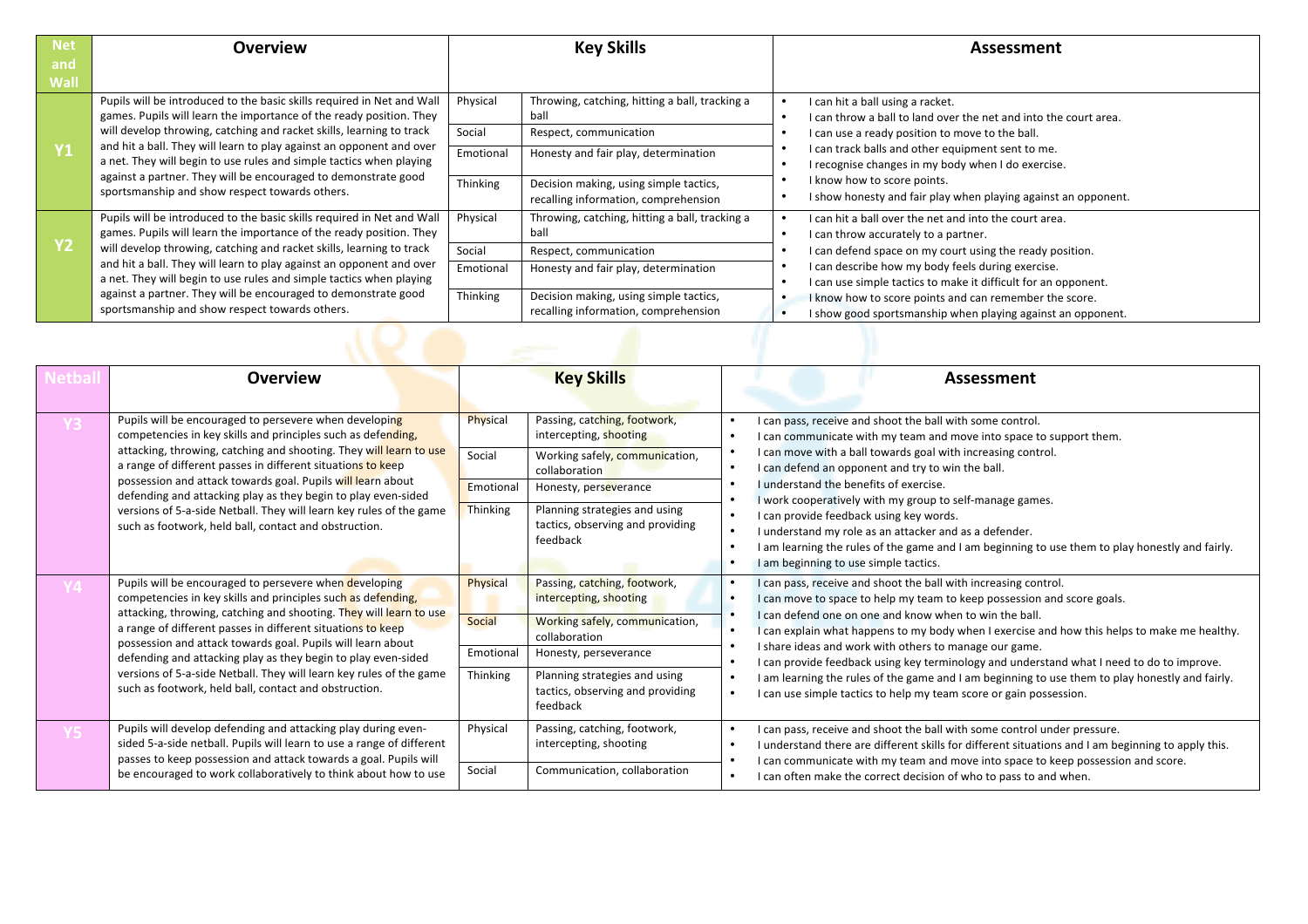| Net and Wall | Overview | Key Skills | | Assessment |
|---|---|---|---|---|
| Y1 | Pupils will be introduced to the basic skills required in Net and Wall games. Pupils will learn the importance of the ready position. They will develop throwing, catching and racket skills, learning to track and hit a ball. They will learn to play against an opponent and over a net. They will begin to use rules and simple tactics when playing against a partner. They will be encouraged to demonstrate good sportsmanship and show respect towards others. | Physical | Throwing, catching, hitting a ball, tracking a ball | • I can hit a ball using a racket.<br>• I can throw a ball to land over the net and into the court area.<br>• I can use a ready position to move to the ball.<br>• I can track balls and other equipment sent to me.<br>• I recognise changes in my body when I do exercise.<br>• I know how to score points.<br>• I show honesty and fair play when playing against an opponent. |
| | | Social | Respect, communication | |
| | | Emotional | Honesty and fair play, determination | |
| | | Thinking | Decision making, using simple tactics, recalling information, comprehension | |
| Y2 | Pupils will be introduced to the basic skills required in Net and Wall games. Pupils will learn the importance of the ready position. They will develop throwing, catching and racket skills, learning to track and hit a ball. They will learn to play against an opponent and over a net. They will begin to use rules and simple tactics when playing against a partner. They will be encouraged to demonstrate good sportsmanship and show respect towards others. | Physical | Throwing, catching, hitting a ball, tracking a ball | • I can hit a ball over the net and into the court area.<br>• I can throw accurately to a partner.<br>• I can defend space on my court using the ready position.<br>• I can describe how my body feels during exercise.<br>• I can use simple tactics to make it difficult for an opponent.<br>• I know how to score points and can remember the score.<br>• I show good sportsmanship when playing against an opponent. |
| | | Social | Respect, communication | |
| | | Emotional | Honesty and fair play, determination | |
| | | Thinking | Decision making, using simple tactics, recalling information, comprehension | |

| Netball | Overview | Key Skills | | Assessment |
|---|---|---|---|---|
| Y3 | Pupils will be encouraged to persevere when developing competencies in key skills and principles such as defending, attacking, throwing, catching and shooting. They will learn to use a range of different passes in different situations to keep possession and attack towards goal. Pupils will learn about defending and attacking play as they begin to play even-sided versions of 5-a-side Netball. They will learn key rules of the game such as footwork, held ball, contact and obstruction. | Physical | Passing, catching, footwork, intercepting, shooting | • I can pass, receive and shoot the ball with some control.<br>• I can communicate with my team and move into space to support them.<br>• I can move with a ball towards goal with increasing control.<br>• I can defend an opponent and try to win the ball.<br>• I understand the benefits of exercise.<br>• I work cooperatively with my group to self-manage games.<br>• I can provide feedback using key words.<br>• I understand my role as an attacker and as a defender.<br>• I am learning the rules of the game and I am beginning to use them to play honestly and fairly.<br>• I am beginning to use simple tactics. |
| | | Social | Working safely, communication, collaboration | |
| | | Emotional | Honesty, perseverance | |
| | | Thinking | Planning strategies and using tactics, observing and providing feedback | |
| Y4 | Pupils will be encouraged to persevere when developing competencies in key skills and principles such as defending, attacking, throwing, catching and shooting. They will learn to use a range of different passes in different situations to keep possession and attack towards goal. Pupils will learn about defending and attacking play as they begin to play even-sided versions of 5-a-side Netball. They will learn key rules of the game such as footwork, held ball, contact and obstruction. | Physical | Passing, catching, footwork, intercepting, shooting | • I can pass, receive and shoot the ball with increasing control.<br>• I can move to space to help my team to keep possession and score goals.<br>• I can defend one on one and know when to win the ball.<br>• I can explain what happens to my body when I exercise and how this helps to make me healthy.<br>• I share ideas and work with others to manage our game.<br>• I can provide feedback using key terminology and understand what I need to do to improve.<br>• I am learning the rules of the game and I am beginning to use them to play honestly and fairly.<br>• I can use simple tactics to help my team score or gain possession. |
| | | Social | Working safely, communication, collaboration | |
| | | Emotional | Honesty, perseverance | |
| | | Thinking | Planning strategies and using tactics, observing and providing feedback | |
| Y5 | Pupils will develop defending and attacking play during even-sided 5-a-side netball. Pupils will learn to use a range of different passes to keep possession and attack towards a goal. Pupils will be encouraged to work collaboratively to think about how to use | Physical | Passing, catching, footwork, intercepting, shooting | • I can pass, receive and shoot the ball with some control under pressure.<br>• I understand there are different skills for different situations and I am beginning to apply this.<br>• I can communicate with my team and move into space to keep possession and score.<br>• I can often make the correct decision of who to pass to and when. |
| | | Social | Communication, collaboration | |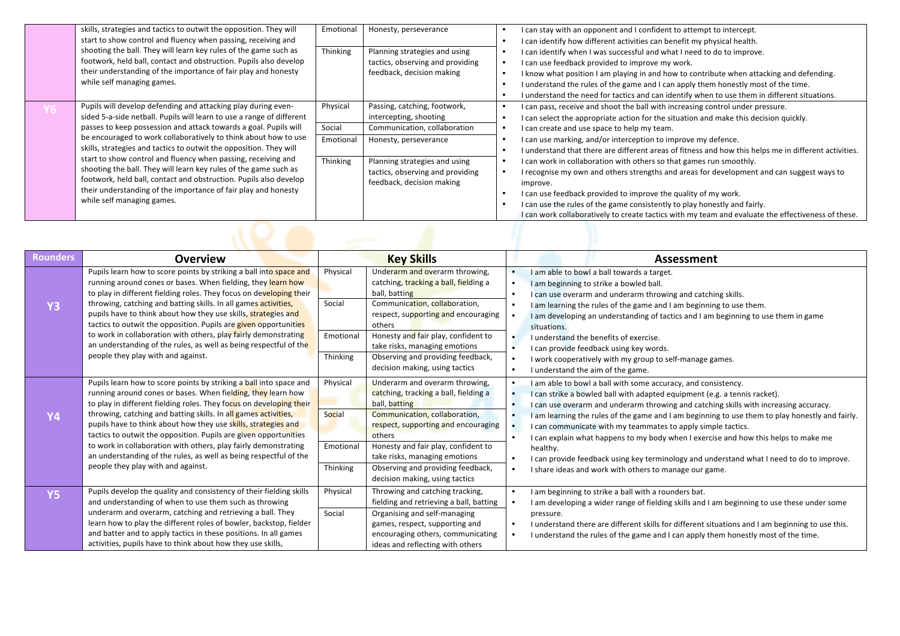| | | | | |
|---|---|---|---|---|
| | skills, strategies and tactics to outwit the opposition. They will start to show control and fluency when passing, receiving and shooting the ball. They will learn key rules of the game such as footwork, held ball, contact and obstruction. Pupils also develop their understanding of the importance of fair play and honesty while self managing games. | Emotional | Honesty, perseverance | • I can stay with an opponent and I confident to attempt to intercept.<br>• I can identify how different activities can benefit my physical health.<br>• I can identify when I was successful and what I need to do to improve.<br>• I can use feedback provided to improve my work.<br>• I know what position I am playing in and how to contribute when attacking and defending.<br>• I understand the rules of the game and I can apply them honestly most of the time.<br>• I understand the need for tactics and can identify when to use them in different situations. |
| | | Thinking | Planning strategies and using tactics, observing and providing feedback, decision making | |
| **Y6** | Pupils will develop defending and attacking play during even-sided 5-a-side netball. Pupils will learn to use a range of different passes to keep possession and attack towards a goal. Pupils will be encouraged to work collaboratively to think about how to use skills, strategies and tactics to outwit the opposition. They will start to show control and fluency when passing, receiving and shooting the ball. They will learn key rules of the game such as footwork, held ball, contact and obstruction. Pupils also develop their understanding of the importance of fair play and honesty while self managing games. | Physical | Passing, catching, footwork, intercepting, shooting | • I can pass, receive and shoot the ball with increasing control under pressure.<br>• I can select the appropriate action for the situation and make this decision quickly.<br>• I can create and use space to help my team.<br>• I can use marking, and/or interception to improve my defence.<br>• I understand that there are different areas of fitness and how this helps me in different activities.<br>• I can work in collaboration with others so that games run smoothly.<br>• I recognise my own and others strengths and areas for development and can suggest ways to improve.<br>• I can use feedback provided to improve the quality of my work.<br>• I can use the rules of the game consistently to play honestly and fairly.<br>I can work collaboratively to create tactics with my team and evaluate the effectiveness of these. |
| | | Social | Communication, collaboration | |
| | | Emotional | Honesty, perseverance | |
| | | Thinking | Planning strategies and using tactics, observing and providing feedback, decision making | |

| Rounders | Overview | Key Skills | | Assessment |
|---|---|---|---|---|
| **Y3** | Pupils learn how to score points by striking a ball into space and running around cones or bases. When fielding, they learn how to play in different fielding roles. They focus on developing their throwing, catching and batting skills. In all games activities, pupils have to think about how they use skills, strategies and tactics to outwit the opposition. Pupils are given opportunities to work in collaboration with others, play fairly demonstrating an understanding of the rules, as well as being respectful of the people they play with and against. | Physical | Underarm and overarm throwing, catching, tracking a ball, fielding a ball, batting | • I am able to bowl a ball towards a target.<br>• I am beginning to strike a bowled ball.<br>• I can use overarm and underarm throwing and catching skills.<br>• I am learning the rules of the game and I am beginning to use them.<br>• I am developing an understanding of tactics and I am beginning to use them in game situations.<br>• I understand the benefits of exercise.<br>• I can provide feedback using key words.<br>• I work cooperatively with my group to self-manage games.<br>• I understand the aim of the game. |
| | | Social | Communication, collaboration, respect, supporting and encouraging others | |
| | | Emotional | Honesty and fair play, confident to take risks, managing emotions | |
| | | Thinking | Observing and providing feedback, decision making, using tactics | |
| **Y4** | Pupils learn how to score points by striking a ball into space and running around cones or bases. When fielding, they learn how to play in different fielding roles. They focus on developing their throwing, catching and batting skills. In all games activities, pupils have to think about how they use skills, strategies and tactics to outwit the opposition. Pupils are given opportunities to work in collaboration with others, play fairly demonstrating an understanding of the rules, as well as being respectful of the people they play with and against. | Physical | Underarm and overarm throwing, catching, tracking a ball, fielding a ball, batting | • I am able to bowl a ball with some accuracy, and consistency.<br>• I can strike a bowled ball with adapted equipment (e.g. a tennis racket).<br>• I can use overarm and underarm throwing and catching skills with increasing accuracy.<br>• I am learning the rules of the game and I am beginning to use them to play honestly and fairly.<br>• I can communicate with my teammates to apply simple tactics.<br>• I can explain what happens to my body when I exercise and how this helps to make me healthy.<br>• I can provide feedback using key terminology and understand what I need to do to improve.<br>• I share ideas and work with others to manage our game. |
| | | Social | Communication, collaboration, respect, supporting and encouraging others | |
| | | Emotional | Honesty and fair play, confident to take risks, managing emotions | |
| | | Thinking | Observing and providing feedback, decision making, using tactics | |
| **Y5** | Pupils develop the quality and consistency of their fielding skills and understanding of when to use them such as throwing underarm and overarm, catching and retrieving a ball. They learn how to play the different roles of bowler, backstop, fielder and batter and to apply tactics in these positions. In all games activities, pupils have to think about how they use skills, | Physical | Throwing and catching tracking, fielding and retrieving a ball, batting | • I am beginning to strike a ball with a rounders bat.<br>• I am developing a wider range of fielding skills and I am beginning to use these under some pressure.<br>• I understand there are different skills for different situations and I am beginning to use this.<br>• I understand the rules of the game and I can apply them honestly most of the time. |
| | | Social | Organising and self-managing games, respect, supporting and encouraging others, communicating ideas and reflecting with others | |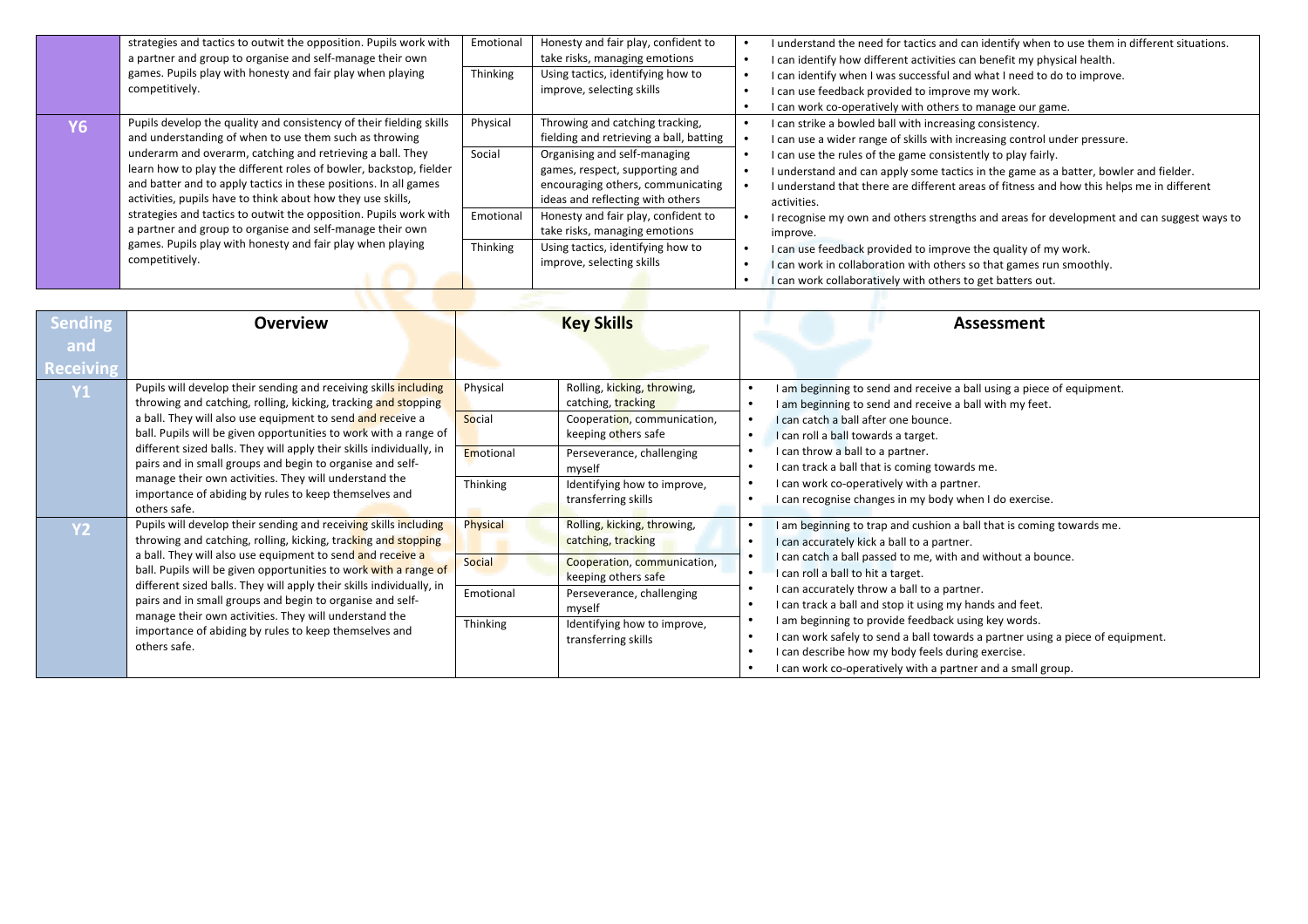| | | | | |
|---|---|---|---|---|
| | strategies and tactics to outwit the opposition. Pupils work with a partner and group to organise and self-manage their own games. Pupils play with honesty and fair play when playing competitively. | Emotional | Honesty and fair play, confident to take risks, managing emotions | • I understand the need for tactics and can identify when to use them in different situations.<br>• I can identify how different activities can benefit my physical health.<br>• I can identify when I was successful and what I need to do to improve.<br>• I can use feedback provided to improve my work.<br>• I can work co-operatively with others to manage our game. |
| | | Thinking | Using tactics, identifying how to improve, selecting skills | |
| **Y6** | Pupils develop the quality and consistency of their fielding skills and understanding of when to use them such as throwing underarm and overarm, catching and retrieving a ball. They learn how to play the different roles of bowler, backstop, fielder and batter and to apply tactics in these positions. In all games activities, pupils have to think about how they use skills, strategies and tactics to outwit the opposition. Pupils work with a partner and group to organise and self-manage their own games. Pupils play with honesty and fair play when playing competitively. | Physical | Throwing and catching tracking, fielding and retrieving a ball, batting | • I can strike a bowled ball with increasing consistency.<br>• I can use a wider range of skills with increasing control under pressure.<br>• I can use the rules of the game consistently to play fairly.<br>• I understand and can apply some tactics in the game as a batter, bowler and fielder.<br>• I understand that there are different areas of fitness and how this helps me in different activities.<br>• I recognise my own and others strengths and areas for development and can suggest ways to improve.<br>• I can use feedback provided to improve the quality of my work.<br>• I can work in collaboration with others so that games run smoothly.<br>• I can work collaboratively with others to get batters out. |
| | | Social | Organising and self-managing games, respect, supporting and encouraging others, communicating ideas and reflecting with others | |
| | | Emotional | Honesty and fair play, confident to take risks, managing emotions | |
| | | Thinking | Using tactics, identifying how to improve, selecting skills | |

| **Sending and Receiving** | **Overview** | **Key Skills** | | **Assessment** |
|---|---|---|---|---|
| **Y1** | Pupils will develop their sending and receiving skills including throwing and catching, rolling, kicking, tracking and stopping a ball. They will also use equipment to send and receive a ball. Pupils will be given opportunities to work with a range of different sized balls. They will apply their skills individually, in pairs and in small groups and begin to organise and self-manage their own activities. They will understand the importance of abiding by rules to keep themselves and others safe. | Physical | Rolling, kicking, throwing, catching, tracking | • I am beginning to send and receive a ball using a piece of equipment.<br>• I am beginning to send and receive a ball with my feet.<br>• I can catch a ball after one bounce.<br>• I can roll a ball towards a target.<br>• I can throw a ball to a partner.<br>• I can track a ball that is coming towards me.<br>• I can work co-operatively with a partner.<br>• I can recognise changes in my body when I do exercise. |
| | | Social | Cooperation, communication, keeping others safe | |
| | | Emotional | Perseverance, challenging myself | |
| | | Thinking | Identifying how to improve, transferring skills | |
| **Y2** | Pupils will develop their sending and receiving skills including throwing and catching, rolling, kicking, tracking and stopping a ball. They will also use equipment to send and receive a ball. Pupils will be given opportunities to work with a range of different sized balls. They will apply their skills individually, in pairs and in small groups and begin to organise and self-manage their own activities. They will understand the importance of abiding by rules to keep themselves and others safe. | Physical | Rolling, kicking, throwing, catching, tracking | • I am beginning to trap and cushion a ball that is coming towards me.<br>• I can accurately kick a ball to a partner.<br>• I can catch a ball passed to me, with and without a bounce.<br>• I can roll a ball to hit a target.<br>• I can accurately throw a ball to a partner.<br>• I can track a ball and stop it using my hands and feet.<br>• I am beginning to provide feedback using key words.<br>• I can work safely to send a ball towards a partner using a piece of equipment.<br>• I can describe how my body feels during exercise.<br>• I can work co-operatively with a partner and a small group. |
| | | Social | Cooperation, communication, keeping others safe | |
| | | Emotional | Perseverance, challenging myself | |
| | | Thinking | Identifying how to improve, transferring skills | |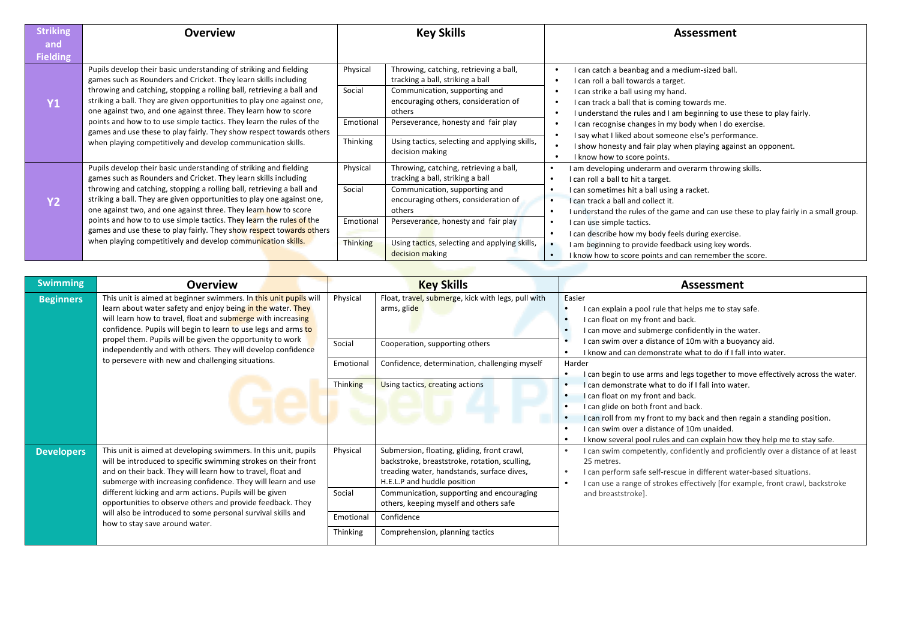| Striking and Fielding | Overview | Key Skills | | Assessment |
|---|---|---|---|---|
| **Y1** | Pupils develop their basic understanding of striking and fielding games such as Rounders and Cricket. They learn skills including throwing and catching, stopping a rolling ball, retrieving a ball and striking a ball. They are given opportunities to play one against one, one against two, and one against three. They learn how to score points and how to to use simple tactics. They learn the rules of the games and use these to play fairly. They show respect towards others when playing competitively and develop communication skills. | Physical | Throwing, catching, retrieving a ball, tracking a ball, striking a ball | • I can catch a beanbag and a medium-sized ball.<br>• I can roll a ball towards a target.<br>• I can strike a ball using my hand.<br>• I can track a ball that is coming towards me.<br>• I understand the rules and I am beginning to use these to play fairly.<br>• I can recognise changes in my body when I do exercise.<br>• I say what I liked about someone else's performance.<br>• I show honesty and fair play when playing against an opponent.<br>• I know how to score points. |
| | | Social | Communication, supporting and encouraging others, consideration of others | |
| | | Emotional | Perseverance, honesty and fair play | |
| | | Thinking | Using tactics, selecting and applying skills, decision making | |
| **Y2** | Pupils develop their basic understanding of striking and fielding games such as Rounders and Cricket. They learn skills including throwing and catching, stopping a rolling ball, retrieving a ball and striking a ball. They are given opportunities to play one against one, one against two, and one against three. They learn how to score points and how to to use simple tactics. They learn the rules of the games and use these to play fairly. They show respect towards others when playing competitively and develop communication skills. | Physical | Throwing, catching, retrieving a ball, tracking a ball, striking a ball | • I am developing underarm and overarm throwing skills.<br>• I can roll a ball to hit a target.<br>• I can sometimes hit a ball using a racket.<br>• I can track a ball and collect it.<br>• I understand the rules of the game and can use these to play fairly in a small group.<br>• I can use simple tactics.<br>• I can describe how my body feels during exercise.<br>• I am beginning to provide feedback using key words.<br>• I know how to score points and can remember the score. |
| | | Social | Communication, supporting and encouraging others, consideration of others | |
| | | Emotional | Perseverance, honesty and fair play | |
| | | Thinking | Using tactics, selecting and applying skills, decision making | |

| Swimming | Overview | Key Skills | | Assessment |
|---|---|---|---|---|
| **Beginners** | This unit is aimed at beginner swimmers. In this unit pupils will learn about water safety and enjoy being in the water. They will learn how to travel, float and submerge with increasing confidence. Pupils will begin to learn to use legs and arms to propel them. Pupils will be given the opportunity to work independently and with others. They will develop confidence to persevere with new and challenging situations. | Physical | Float, travel, submerge, kick with legs, pull with arms, glide | Easier<br>• I can explain a pool rule that helps me to stay safe.<br>• I can float on my front and back.<br>• I can move and submerge confidently in the water.<br>• I can swim over a distance of 10m with a buoyancy aid.<br>• I know and can demonstrate what to do if I fall into water. |
| | | Social | Cooperation, supporting others | |
| | | Emotional | Confidence, determination, challenging myself | Harder<br>• I can begin to use arms and legs together to move effectively across the water.<br>• I can demonstrate what to do if I fall into water.<br>• I can float on my front and back.<br>• I can glide on both front and back.<br>• I can roll from my front to my back and then regain a standing position.<br>• I can swim over a distance of 10m unaided.<br>• I know several pool rules and can explain how they help me to stay safe. |
| | | Thinking | Using tactics, creating actions | |
| **Developers** | This unit is aimed at developing swimmers. In this unit, pupils will be introduced to specific swimming strokes on their front and on their back. They will learn how to travel, float and submerge with increasing confidence. They will learn and use different kicking and arm actions. Pupils will be given opportunities to observe others and provide feedback. They will also be introduced to some personal survival skills and how to stay save around water. | Physical | Submersion, floating, gliding, front crawl, backstroke, breaststroke, rotation, sculling, treading water, handstands, surface dives, H.E.L.P and huddle position | • I can swim competently, confidently and proficiently over a distance of at least 25 metres.<br>• I can perform safe self-rescue in different water-based situations.<br>• I can use a range of strokes effectively [for example, front crawl, backstroke and breaststroke]. |
| | | Social | Communication, supporting and encouraging others, keeping myself and others safe | |
| | | Emotional | Confidence | |
| | | Thinking | Comprehension, planning tactics | |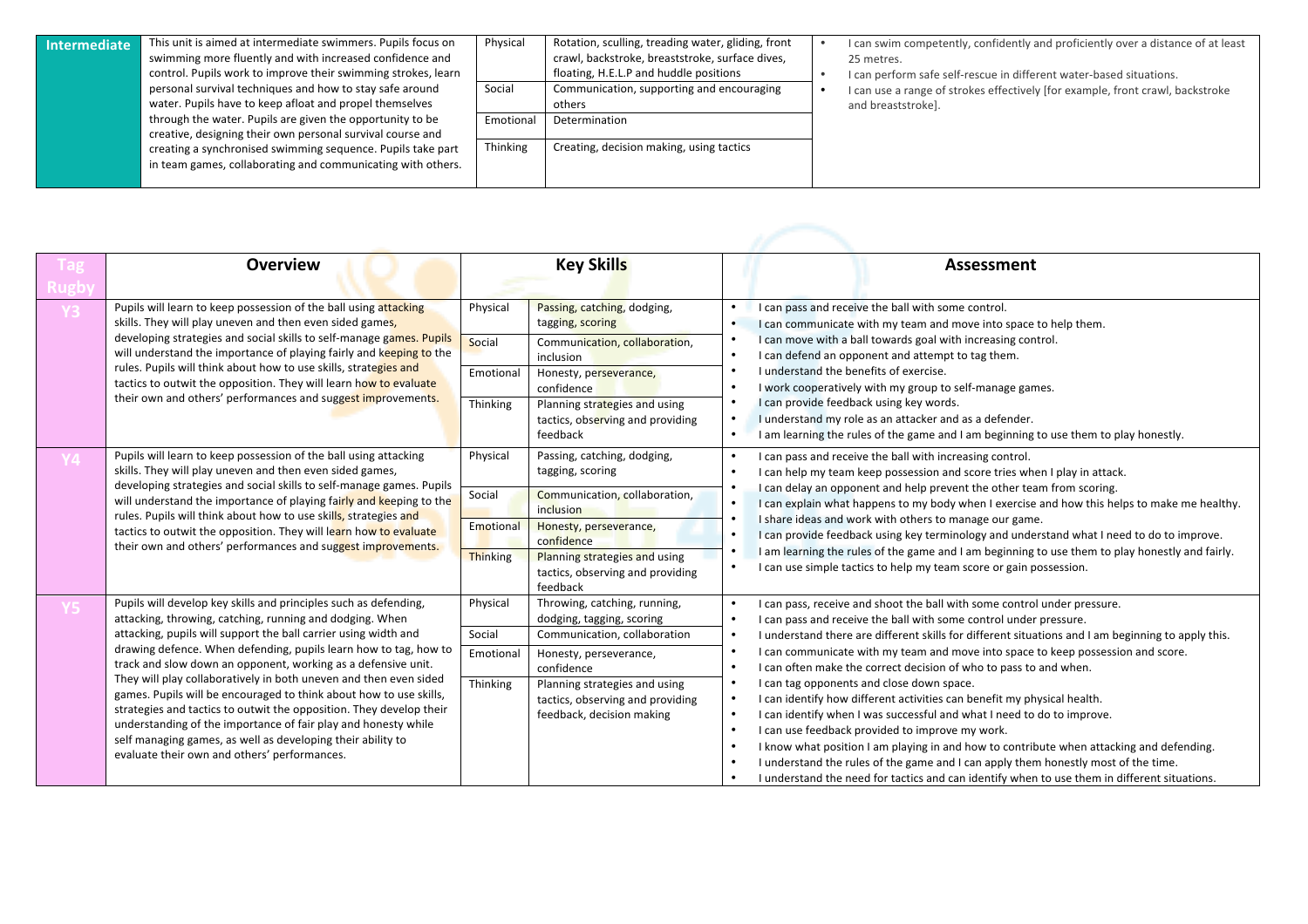| Intermediate | This unit is aimed at intermediate swimmers. Pupils focus on swimming more fluently and with increased confidence and control. Pupils work to improve their swimming strokes, learn personal survival techniques and how to stay safe around water. Pupils have to keep afloat and propel themselves through the water. Pupils are given the opportunity to be creative, designing their own personal survival course and creating a synchronised swimming sequence. Pupils take part in team games, collaborating and communicating with others. | Physical | Rotation, sculling, treading water, gliding, front crawl, backstroke, breaststroke, surface dives, floating, H.E.L.P and huddle positions | • I can swim competently, confidently and proficiently over a distance of at least 25 metres.<br>• I can perform safe self-rescue in different water-based situations.<br>• I can use a range of strokes effectively [for example, front crawl, backstroke and breaststroke]. |
|---|---|---|---|---|
| | | Social | Communication, supporting and encouraging others | |
| | | Emotional | Determination | |
| | | Thinking | Creating, decision making, using tactics | |

| Tag Rugby | Overview | Key Skills | | Assessment |
|---|---|---|---|---|
| Y3 | Pupils will learn to keep possession of the ball using attacking skills. They will play uneven and then even sided games, developing strategies and social skills to self-manage games. Pupils will understand the importance of playing fairly and keeping to the rules. Pupils will think about how to use skills, strategies and tactics to outwit the opposition. They will learn how to evaluate their own and others' performances and suggest improvements. | Physical | Passing, catching, dodging, tagging, scoring | • I can pass and receive the ball with some control.<br>• I can communicate with my team and move into space to help them.<br>• I can move with a ball towards goal with increasing control.<br>• I can defend an opponent and attempt to tag them.<br>• I understand the benefits of exercise.<br>• I work cooperatively with my group to self-manage games.<br>• I can provide feedback using key words.<br>• I understand my role as an attacker and as a defender.<br>• I am learning the rules of the game and I am beginning to use them to play honestly. |
| | | Social | Communication, collaboration, inclusion | |
| | | Emotional | Honesty, perseverance, confidence | |
| | | Thinking | Planning strategies and using tactics, observing and providing feedback | |
| Y4 | Pupils will learn to keep possession of the ball using attacking skills. They will play uneven and then even sided games, developing strategies and social skills to self-manage games. Pupils will understand the importance of playing fairly and keeping to the rules. Pupils will think about how to use skills, strategies and tactics to outwit the opposition. They will learn how to evaluate their own and others' performances and suggest improvements. | Physical | Passing, catching, dodging, tagging, scoring | • I can pass and receive the ball with increasing control.<br>• I can help my team keep possession and score tries when I play in attack.<br>• I can delay an opponent and help prevent the other team from scoring.<br>• I can explain what happens to my body when I exercise and how this helps to make me healthy.<br>• I share ideas and work with others to manage our game.<br>• I can provide feedback using key terminology and understand what I need to do to improve.<br>• I am learning the rules of the game and I am beginning to use them to play honestly and fairly.<br>• I can use simple tactics to help my team score or gain possession. |
| | | Social | Communication, collaboration, inclusion | |
| | | Emotional | Honesty, perseverance, confidence | |
| | | Thinking | Planning strategies and using tactics, observing and providing feedback | |
| Y5 | Pupils will develop key skills and principles such as defending, attacking, throwing, catching, running and dodging. When attacking, pupils will support the ball carrier using width and drawing defence. When defending, pupils learn how to tag, how to track and slow down an opponent, working as a defensive unit. They will play collaboratively in both uneven and then even sided games. Pupils will be encouraged to think about how to use skills, strategies and tactics to outwit the opposition. They develop their understanding of the importance of fair play and honesty while self managing games, as well as developing their ability to evaluate their own and others' performances. | Physical | Throwing, catching, running, dodging, tagging, scoring | • I can pass, receive and shoot the ball with some control under pressure.<br>• I can pass and receive the ball with some control under pressure.<br>• I understand there are different skills for different situations and I am beginning to apply this.<br>• I can communicate with my team and move into space to keep possession and score.<br>• I can often make the correct decision of who to pass to and when.<br>• I can tag opponents and close down space.<br>• I can identify how different activities can benefit my physical health.<br>• I can identify when I was successful and what I need to do to improve.<br>• I can use feedback provided to improve my work.<br>• I know what position I am playing in and how to contribute when attacking and defending.<br>• I understand the rules of the game and I can apply them honestly most of the time.<br>• I understand the need for tactics and can identify when to use them in different situations. |
| | | Social | Communication, collaboration | |
| | | Emotional | Honesty, perseverance, confidence | |
| | | Thinking | Planning strategies and using tactics, observing and providing feedback, decision making | |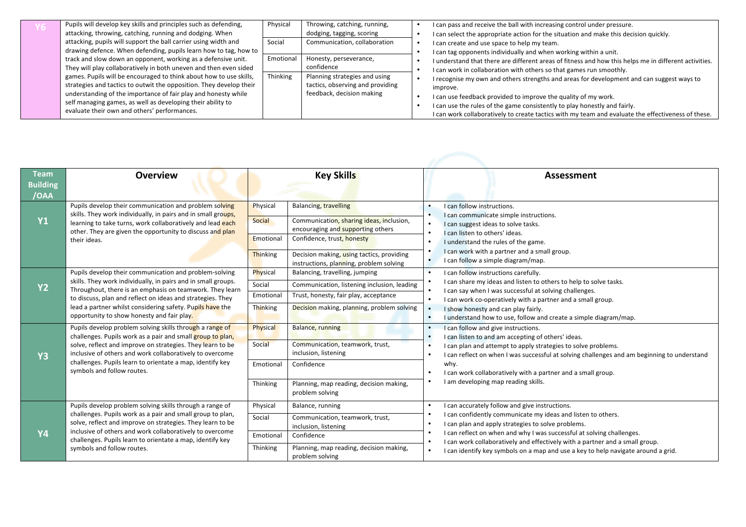| Y6 | Pupils will develop key skills and principles such as defending, attacking, throwing, catching, running and dodging. When attacking, pupils will support the ball carrier using width and drawing defence. When defending, pupils learn how to tag, how to track and slow down an opponent, working as a defensive unit. They will play collaboratively in both uneven and then even sided games. Pupils will be encouraged to think about how to use skills, strategies and tactics to outwit the opposition. They develop their understanding of the importance of fair play and honesty while self managing games, as well as developing their ability to evaluate their own and others' performances. | Physical | Throwing, catching, running, dodging, tagging, scoring | • I can pass and receive the ball with increasing control under pressure.<br>• I can select the appropriate action for the situation and make this decision quickly.<br>• I can create and use space to help my team.<br>• I can tag opponents individually and when working within a unit.<br>• I understand that there are different areas of fitness and how this helps me in different activities.<br>• I can work in collaboration with others so that games run smoothly.<br>• I recognise my own and others strengths and areas for development and can suggest ways to improve.<br>• I can use feedback provided to improve the quality of my work.<br>• I can use the rules of the game consistently to play honestly and fairly.<br>I can work collaboratively to create tactics with my team and evaluate the effectiveness of these. |
|---|---|---|---|---|
| | | Social | Communication, collaboration | |
| | | Emotional | Honesty, perseverance, confidence | |
| | | Thinking | Planning strategies and using tactics, observing and providing feedback, decision making | |

| Team Building /OAA | Overview | Key Skills | | Assessment |
|---|---|---|---|---|
| Y1 | Pupils develop their communication and problem solving skills. They work individually, in pairs and in small groups, learning to take turns, work collaboratively and lead each other. They are given the opportunity to discuss and plan their ideas. | Physical | Balancing, travelling | • I can follow instructions.<br>• I can communicate simple instructions.<br>• I can suggest ideas to solve tasks.<br>• I can listen to others' ideas.<br>• I understand the rules of the game.<br>• I can work with a partner and a small group.<br>• I can follow a simple diagram/map. |
| | | Social | Communication, sharing ideas, inclusion, encouraging and supporting others | |
| | | Emotional | Confidence, trust, honesty | |
| | | Thinking | Decision making, using tactics, providing instructions, planning, problem solving | |
| Y2 | Pupils develop their communication and problem-solving skills. They work individually, in pairs and in small groups. Throughout, there is an emphasis on teamwork. They learn to discuss, plan and reflect on ideas and strategies. They lead a partner whilst considering safety. Pupils have the opportunity to show honesty and fair play. | Physical | Balancing, travelling, jumping | • I can follow instructions carefully.<br>• I can share my ideas and listen to others to help to solve tasks.<br>• I can say when I was successful at solving challenges.<br>• I can work co-operatively with a partner and a small group.<br>• I show honesty and can play fairly.<br>• I understand how to use, follow and create a simple diagram/map. |
| | | Social | Communication, listening inclusion, leading | |
| | | Emotional | Trust, honesty, fair play, acceptance | |
| | | Thinking | Decision making, planning, problem solving | |
| Y3 | Pupils develop problem solving skills through a range of challenges. Pupils work as a pair and small group to plan, solve, reflect and improve on strategies. They learn to be inclusive of others and work collaboratively to overcome challenges. Pupils learn to orientate a map, identify key symbols and follow routes. | Physical | Balance, running | • I can follow and give instructions.<br>• I can listen to and am accepting of others' ideas.<br>• I can plan and attempt to apply strategies to solve problems.<br>• I can reflect on when I was successful at solving challenges and am beginning to understand why.<br>• I can work collaboratively with a partner and a small group.<br>• I am developing map reading skills. |
| | | Social | Communication, teamwork, trust, inclusion, listening | |
| | | Emotional | Confidence | |
| | | Thinking | Planning, map reading, decision making, problem solving | |
| Y4 | Pupils develop problem solving skills through a range of challenges. Pupils work as a pair and small group to plan, solve, reflect and improve on strategies. They learn to be inclusive of others and work collaboratively to overcome challenges. Pupils learn to orientate a map, identify key symbols and follow routes. | Physical | Balance, running | • I can accurately follow and give instructions.<br>• I can confidently communicate my ideas and listen to others.<br>• I can plan and apply strategies to solve problems.<br>• I can reflect on when and why I was successful at solving challenges.<br>• I can work collaboratively and effectively with a partner and a small group.<br>• I can identify key symbols on a map and use a key to help navigate around a grid. |
| | | Social | Communication, teamwork, trust, inclusion, listening | |
| | | Emotional | Confidence | |
| | | Thinking | Planning, map reading, decision making, problem solving | |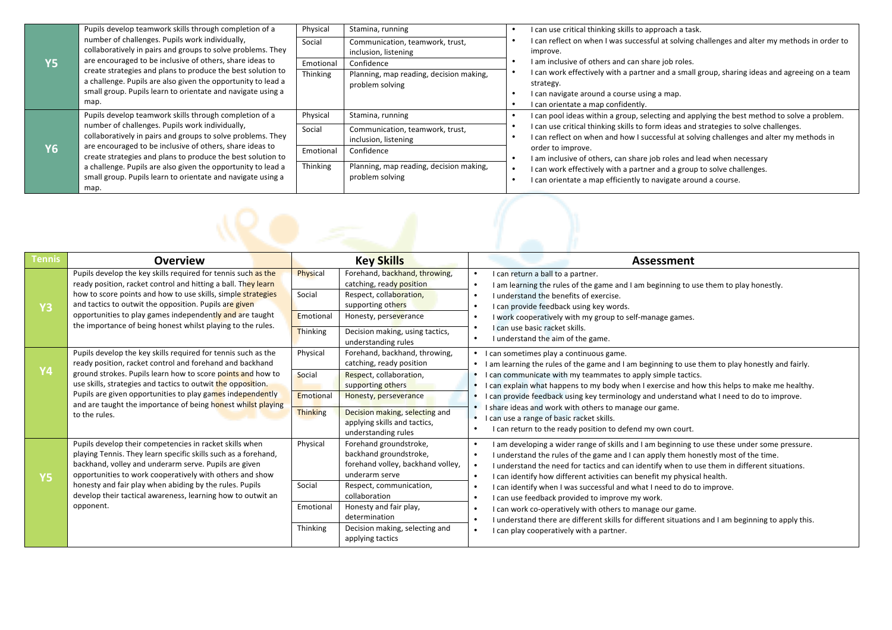| | | | | |
|---|---|---|---|---|
| **Y5** | Pupils develop teamwork skills through completion of a number of challenges. Pupils work individually, collaboratively in pairs and groups to solve problems. They are encouraged to be inclusive of others, share ideas to create strategies and plans to produce the best solution to a challenge. Pupils are also given the opportunity to lead a small group. Pupils learn to orientate and navigate using a map. | Physical | Stamina, running | • I can use critical thinking skills to approach a task.<br>• I can reflect on when I was successful at solving challenges and alter my methods in order to improve.<br>• I am inclusive of others and can share job roles.<br>• I can work effectively with a partner and a small group, sharing ideas and agreeing on a team strategy.<br>• I can navigate around a course using a map.<br>• I can orientate a map confidently. |
| | | Social | Communication, teamwork, trust, inclusion, listening | |
| | | Emotional | Confidence | |
| | | Thinking | Planning, map reading, decision making, problem solving | |
| **Y6** | Pupils develop teamwork skills through completion of a number of challenges. Pupils work individually, collaboratively in pairs and groups to solve problems. They are encouraged to be inclusive of others, share ideas to create strategies and plans to produce the best solution to a challenge. Pupils are also given the opportunity to lead a small group. Pupils learn to orientate and navigate using a map. | Physical | Stamina, running | • I can pool ideas within a group, selecting and applying the best method to solve a problem.<br>• I can use critical thinking skills to form ideas and strategies to solve challenges.<br>• I can reflect on when and how I successful at solving challenges and alter my methods in order to improve.<br>• I am inclusive of others, can share job roles and lead when necessary<br>• I can work effectively with a partner and a group to solve challenges.<br>• I can orientate a map efficiently to navigate around a course. |
| | | Social | Communication, teamwork, trust, inclusion, listening | |
| | | Emotional | Confidence | |
| | | Thinking | Planning, map reading, decision making, problem solving | |

| Tennis | Overview | Key Skills | | Assessment |
|---|---|---|---|---|
| **Y3** | Pupils develop the key skills required for tennis such as the ready position, racket control and hitting a ball. They learn how to score points and how to use skills, simple strategies and tactics to outwit the opposition. Pupils are given opportunities to play games independently and are taught the importance of being honest whilst playing to the rules. | Physical | Forehand, backhand, throwing, catching, ready position | • I can return a ball to a partner.<br>• I am learning the rules of the game and I am beginning to use them to play honestly.<br>• I understand the benefits of exercise.<br>• I can provide feedback using key words.<br>• I work cooperatively with my group to self-manage games.<br>• I can use basic racket skills.<br>• I understand the aim of the game. |
| | | Social | Respect, collaboration, supporting others | |
| | | Emotional | Honesty, perseverance | |
| | | Thinking | Decision making, using tactics, understanding rules | |
| **Y4** | Pupils develop the key skills required for tennis such as the ready position, racket control and forehand and backhand ground strokes. Pupils learn how to score points and how to use skills, strategies and tactics to outwit the opposition. Pupils are given opportunities to play games independently and are taught the importance of being honest whilst playing to the rules. | Physical | Forehand, backhand, throwing, catching, ready position | • I can sometimes play a continuous game.<br>• I am learning the rules of the game and I am beginning to use them to play honestly and fairly.<br>• I can communicate with my teammates to apply simple tactics.<br>• I can explain what happens to my body when I exercise and how this helps to make me healthy.<br>• I can provide feedback using key terminology and understand what I need to do to improve.<br>• I share ideas and work with others to manage our game.<br>• I can use a range of basic racket skills.<br>• I can return to the ready position to defend my own court. |
| | | Social | Respect, collaboration, supporting others | |
| | | Emotional | Honesty, perseverance | |
| | | Thinking | Decision making, selecting and applying skills and tactics, understanding rules | |
| **Y5** | Pupils develop their competencies in racket skills when playing Tennis. They learn specific skills such as a forehand, backhand, volley and underarm serve. Pupils are given opportunities to work cooperatively with others and show honesty and fair play when abiding by the rules. Pupils develop their tactical awareness, learning how to outwit an opponent. | Physical | Forehand groundstroke, backhand groundstroke, forehand volley, backhand volley, underarm serve | • I am developing a wider range of skills and I am beginning to use these under some pressure.<br>• I understand the rules of the game and I can apply them honestly most of the time.<br>• I understand the need for tactics and can identify when to use them in different situations.<br>• I can identify how different activities can benefit my physical health.<br>• I can identify when I was successful and what I need to do to improve.<br>• I can use feedback provided to improve my work.<br>• I can work co-operatively with others to manage our game.<br>• I understand there are different skills for different situations and I am beginning to apply this.<br>• I can play cooperatively with a partner. |
| | | Social | Respect, communication, collaboration | |
| | | Emotional | Honesty and fair play, determination | |
| | | Thinking | Decision making, selecting and applying tactics | |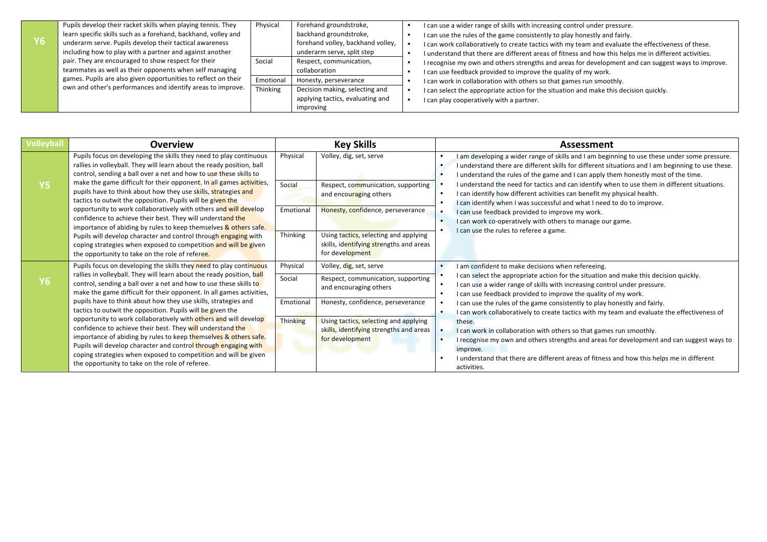| Y6 | Pupils develop their racket skills when playing tennis. They learn specific skills such as a forehand, backhand, volley and underarm serve. Pupils develop their tactical awareness including how to play with a partner and against another pair. They are encouraged to show respect for their teammates as well as their opponents when self managing games. Pupils are also given opportunities to reflect on their own and other's performances and identify areas to improve. | Physical | Forehand groundstroke, backhand groundstroke, forehand volley, backhand volley, underarm serve, split step | • I can use a wider range of skills with increasing control under pressure.<br>• I can use the rules of the game consistently to play honestly and fairly.<br>• I can work collaboratively to create tactics with my team and evaluate the effectiveness of these.<br>• I understand that there are different areas of fitness and how this helps me in different activities.<br>• I recognise my own and others strengths and areas for development and can suggest ways to improve.<br>• I can use feedback provided to improve the quality of my work.<br>• I can work in collaboration with others so that games run smoothly.<br>• I can select the appropriate action for the situation and make this decision quickly.<br>• I can play cooperatively with a partner. |
|---|---|---|---|---|
| | | Social | Respect, communication, collaboration | |
| | | Emotional | Honesty, perseverance | |
| | | Thinking | Decision making, selecting and applying tactics, evaluating and improving | |

| Volleyball | Overview | Key Skills | | Assessment |
|---|---|---|---|---|
| Y5 | Pupils focus on developing the skills they need to play continuous rallies in volleyball. They will learn about the ready position, ball control, sending a ball over a net and how to use these skills to make the game difficult for their opponent. In all games activities, pupils have to think about how they use skills, strategies and tactics to outwit the opposition. Pupils will be given the opportunity to work collaboratively with others and will develop confidence to achieve their best. They will understand the importance of abiding by rules to keep themselves & others safe. Pupils will develop character and control through engaging with coping strategies when exposed to competition and will be given the opportunity to take on the role of referee. | Physical | Volley, dig, set, serve | • I am developing a wider range of skills and I am beginning to use these under some pressure.<br>• I understand there are different skills for different situations and I am beginning to use these.<br>• I understand the rules of the game and I can apply them honestly most of the time.<br>• I understand the need for tactics and can identify when to use them in different situations.<br>• I can identify how different activities can benefit my physical health.<br>• I can identify when I was successful and what I need to do to improve.<br>• I can use feedback provided to improve my work.<br>• I can work co-operatively with others to manage our game.<br>• I can use the rules to referee a game. |
| | | Social | Respect, communication, supporting and encouraging others | |
| | | Emotional | Honesty, confidence, perseverance | |
| | | Thinking | Using tactics, selecting and applying skills, identifying strengths and areas for development | |
| Y6 | Pupils focus on developing the skills they need to play continuous rallies in volleyball. They will learn about the ready position, ball control, sending a ball over a net and how to use these skills to make the game difficult for their opponent. In all games activities, pupils have to think about how they use skills, strategies and tactics to outwit the opposition. Pupils will be given the opportunity to work collaboratively with others and will develop confidence to achieve their best. They will understand the importance of abiding by rules to keep themselves & others safe. Pupils will develop character and control through engaging with coping strategies when exposed to competition and will be given the opportunity to take on the role of referee. | Physical | Volley, dig, set, serve | • I am confident to make decisions when refereeing.<br>• I can select the appropriate action for the situation and make this decision quickly.<br>• I can use a wider range of skills with increasing control under pressure.<br>• I can use feedback provided to improve the quality of my work.<br>• I can use the rules of the game consistently to play honestly and fairly.<br>• I can work collaboratively to create tactics with my team and evaluate the effectiveness of these.<br>• I can work in collaboration with others so that games run smoothly.<br>• I recognise my own and others strengths and areas for development and can suggest ways to improve.<br>• I understand that there are different areas of fitness and how this helps me in different activities. |
| | | Social | Respect, communication, supporting and encouraging others | |
| | | Emotional | Honesty, confidence, perseverance | |
| | | Thinking | Using tactics, selecting and applying skills, identifying strengths and areas for development | |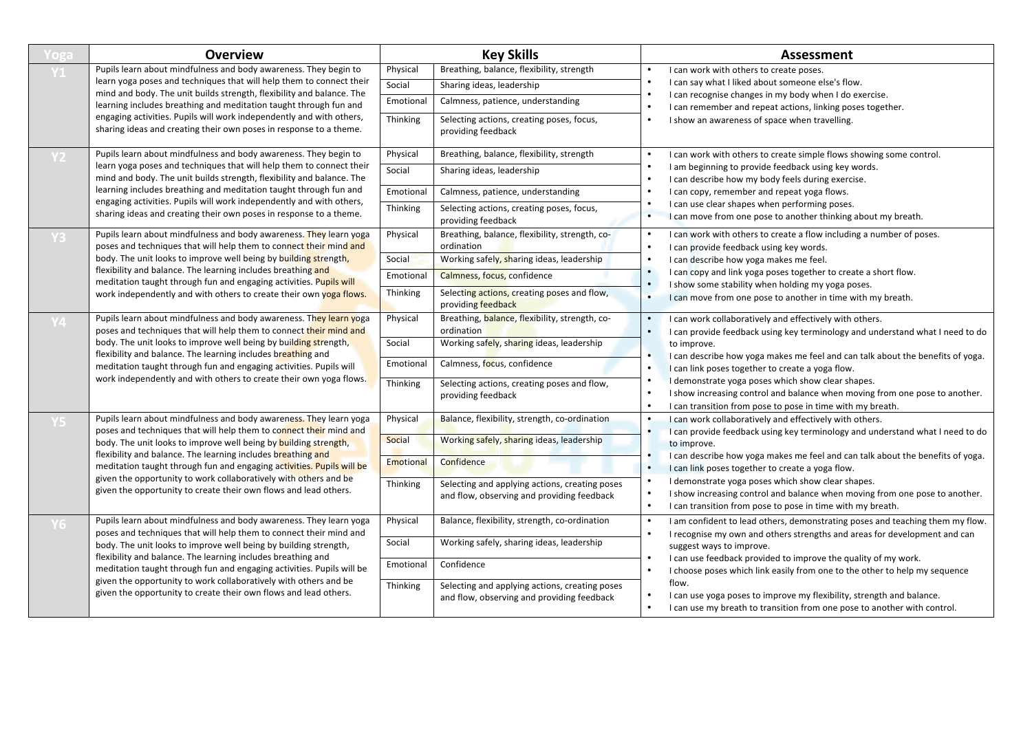| Yoga | Overview | Key Skills | | Assessment |
|---|---|---|---|---|
| Y1 | Pupils learn about mindfulness and body awareness. They begin to learn yoga poses and techniques that will help them to connect their mind and body. The unit builds strength, flexibility and balance. The learning includes breathing and meditation taught through fun and engaging activities. Pupils will work independently and with others, sharing ideas and creating their own poses in response to a theme. | Physical | Breathing, balance, flexibility, strength | • I can work with others to create poses.<br>• I can say what I liked about someone else's flow.<br>• I can recognise changes in my body when I do exercise.<br>• I can remember and repeat actions, linking poses together.<br>• I show an awareness of space when travelling. |
| | | Social | Sharing ideas, leadership | |
| | | Emotional | Calmness, patience, understanding | |
| | | Thinking | Selecting actions, creating poses, focus, providing feedback | |
| Y2 | Pupils learn about mindfulness and body awareness. They begin to learn yoga poses and techniques that will help them to connect their mind and body. The unit builds strength, flexibility and balance. The learning includes breathing and meditation taught through fun and engaging activities. Pupils will work independently and with others, sharing ideas and creating their own poses in response to a theme. | Physical | Breathing, balance, flexibility, strength | • I can work with others to create simple flows showing some control.<br>• I am beginning to provide feedback using key words.<br>• I can describe how my body feels during exercise.<br>• I can copy, remember and repeat yoga flows.<br>• I can use clear shapes when performing poses.<br>• I can move from one pose to another thinking about my breath. |
| | | Social | Sharing ideas, leadership | |
| | | Emotional | Calmness, patience, understanding | |
| | | Thinking | Selecting actions, creating poses, focus, providing feedback | |
| Y3 | Pupils learn about mindfulness and body awareness. They learn yoga poses and techniques that will help them to connect their mind and body. The unit looks to improve well being by building strength, flexibility and balance. The learning includes breathing and meditation taught through fun and engaging activities. Pupils will work independently and with others to create their own yoga flows. | Physical | Breathing, balance, flexibility, strength, co-ordination | • I can work with others to create a flow including a number of poses.<br>• I can provide feedback using key words.<br>• I can describe how yoga makes me feel.<br>• I can copy and link yoga poses together to create a short flow.<br>• I show some stability when holding my yoga poses.<br>• I can move from one pose to another in time with my breath. |
| | | Social | Working safely, sharing ideas, leadership | |
| | | Emotional | Calmness, focus, confidence | |
| | | Thinking | Selecting actions, creating poses and flow, providing feedback | |
| Y4 | Pupils learn about mindfulness and body awareness. They learn yoga poses and techniques that will help them to connect their mind and body. The unit looks to improve well being by building strength, flexibility and balance. The learning includes breathing and meditation taught through fun and engaging activities. Pupils will work independently and with others to create their own yoga flows. | Physical | Breathing, balance, flexibility, strength, co-ordination | • I can work collaboratively and effectively with others.<br>• I can provide feedback using key terminology and understand what I need to do to improve.<br>• I can describe how yoga makes me feel and can talk about the benefits of yoga.<br>• I can link poses together to create a yoga flow.<br>• I demonstrate yoga poses which show clear shapes.<br>• I show increasing control and balance when moving from one pose to another.<br>• I can transition from pose to pose in time with my breath. |
| | | Social | Working safely, sharing ideas, leadership | |
| | | Emotional | Calmness, focus, confidence | |
| | | Thinking | Selecting actions, creating poses and flow, providing feedback | |
| Y5 | Pupils learn about mindfulness and body awareness. They learn yoga poses and techniques that will help them to connect their mind and body. The unit looks to improve well being by building strength, flexibility and balance. The learning includes breathing and meditation taught through fun and engaging activities. Pupils will be given the opportunity to work collaboratively with others and be given the opportunity to create their own flows and lead others. | Physical | Balance, flexibility, strength, co-ordination | • I can work collaboratively and effectively with others.<br>• I can provide feedback using key terminology and understand what I need to do to improve.<br>• I can describe how yoga makes me feel and can talk about the benefits of yoga.<br>• I can link poses together to create a yoga flow.<br>• I demonstrate yoga poses which show clear shapes.<br>• I show increasing control and balance when moving from one pose to another.<br>• I can transition from pose to pose in time with my breath. |
| | | Social | Working safely, sharing ideas, leadership | |
| | | Emotional | Confidence | |
| | | Thinking | Selecting and applying actions, creating poses and flow, observing and providing feedback | |
| Y6 | Pupils learn about mindfulness and body awareness. They learn yoga poses and techniques that will help them to connect their mind and body. The unit looks to improve well being by building strength, flexibility and balance. The learning includes breathing and meditation taught through fun and engaging activities. Pupils will be given the opportunity to work collaboratively with others and be given the opportunity to create their own flows and lead others. | Physical | Balance, flexibility, strength, co-ordination | • I am confident to lead others, demonstrating poses and teaching them my flow.<br>• I recognise my own and others strengths and areas for development and can suggest ways to improve.<br>• I can use feedback provided to improve the quality of my work.<br>• I choose poses which link easily from one to the other to help my sequence flow.<br>• I can use yoga poses to improve my flexibility, strength and balance.<br>• I can use my breath to transition from one pose to another with control. |
| | | Social | Working safely, sharing ideas, leadership | |
| | | Emotional | Confidence | |
| | | Thinking | Selecting and applying actions, creating poses and flow, observing and providing feedback | |